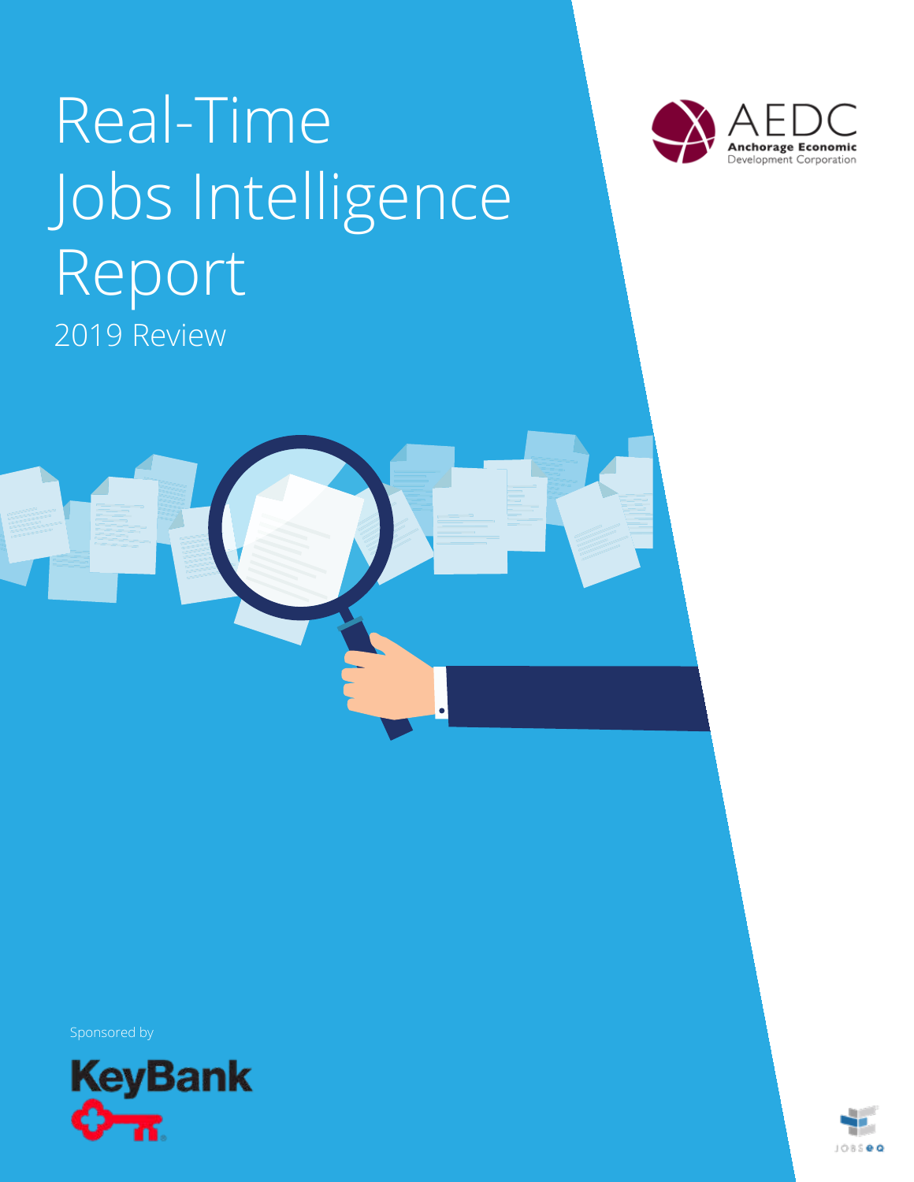# Real-Time Jobs Intelligence Report

2019 Review

AEDC
Anchorage Economic Development Corporation

Sponsored by

KeyBank

JOBSEQ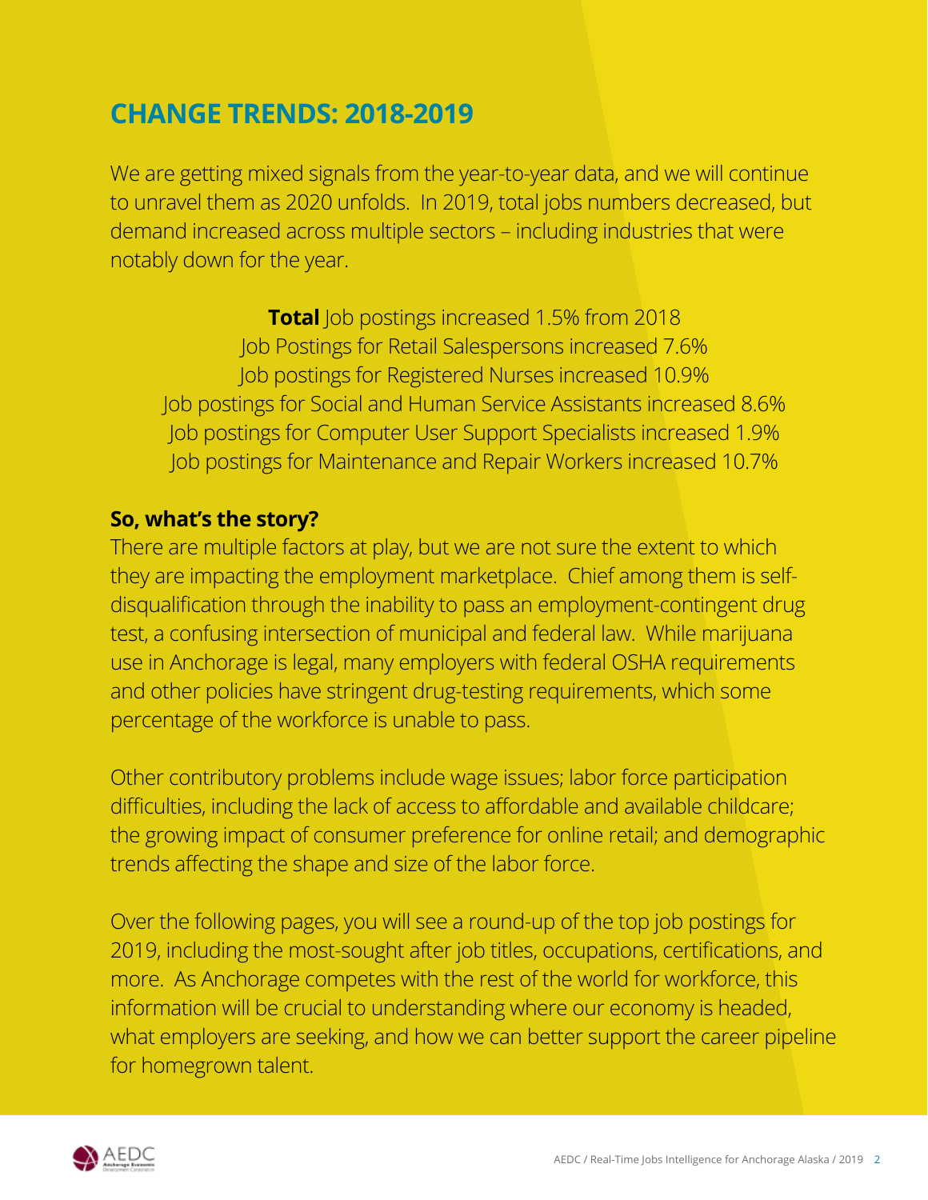## CHANGE TRENDS: 2018-2019

We are getting mixed signals from the year-to-year data, and we will continue to unravel them as 2020 unfolds. In 2019, total jobs numbers decreased, but demand increased across multiple sectors – including industries that were notably down for the year.

**Total** Job postings increased 1.5% from 2018
Job Postings for Retail Salespersons increased 7.6%
Job postings for Registered Nurses increased 10.9%
Job postings for Social and Human Service Assistants increased 8.6%
Job postings for Computer User Support Specialists increased 1.9%
Job postings for Maintenance and Repair Workers increased 10.7%

### So, what's the story?

There are multiple factors at play, but we are not sure the extent to which they are impacting the employment marketplace. Chief among them is self-disqualification through the inability to pass an employment-contingent drug test, a confusing intersection of municipal and federal law. While marijuana use in Anchorage is legal, many employers with federal OSHA requirements and other policies have stringent drug-testing requirements, which some percentage of the workforce is unable to pass.

Other contributory problems include wage issues; labor force participation difficulties, including the lack of access to affordable and available childcare; the growing impact of consumer preference for online retail; and demographic trends affecting the shape and size of the labor force.

Over the following pages, you will see a round-up of the top job postings for 2019, including the most-sought after job titles, occupations, certifications, and more. As Anchorage competes with the rest of the world for workforce, this information will be crucial to understanding where our economy is headed, what employers are seeking, and how we can better support the career pipeline for homegrown talent.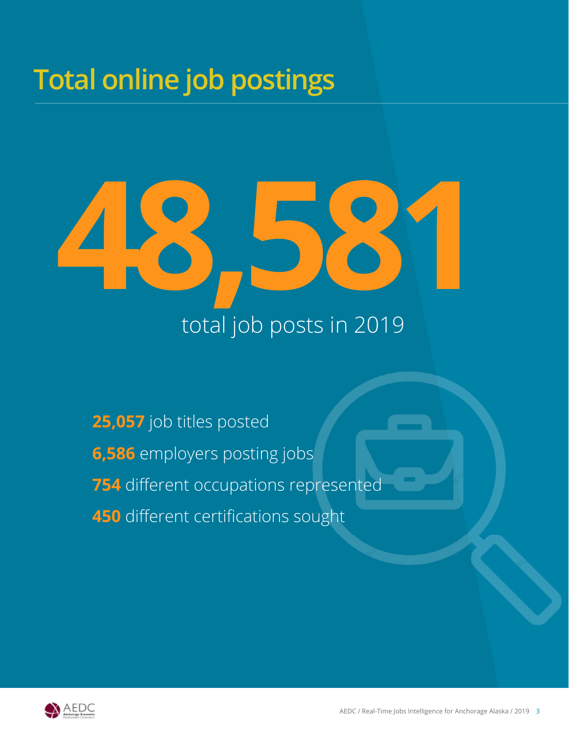# Total online job postings

**48,581**

total job posts in 2019

**25,057** job titles posted

**6,586** employers posting jobs

**754** different occupations represented

**450** different certifications sought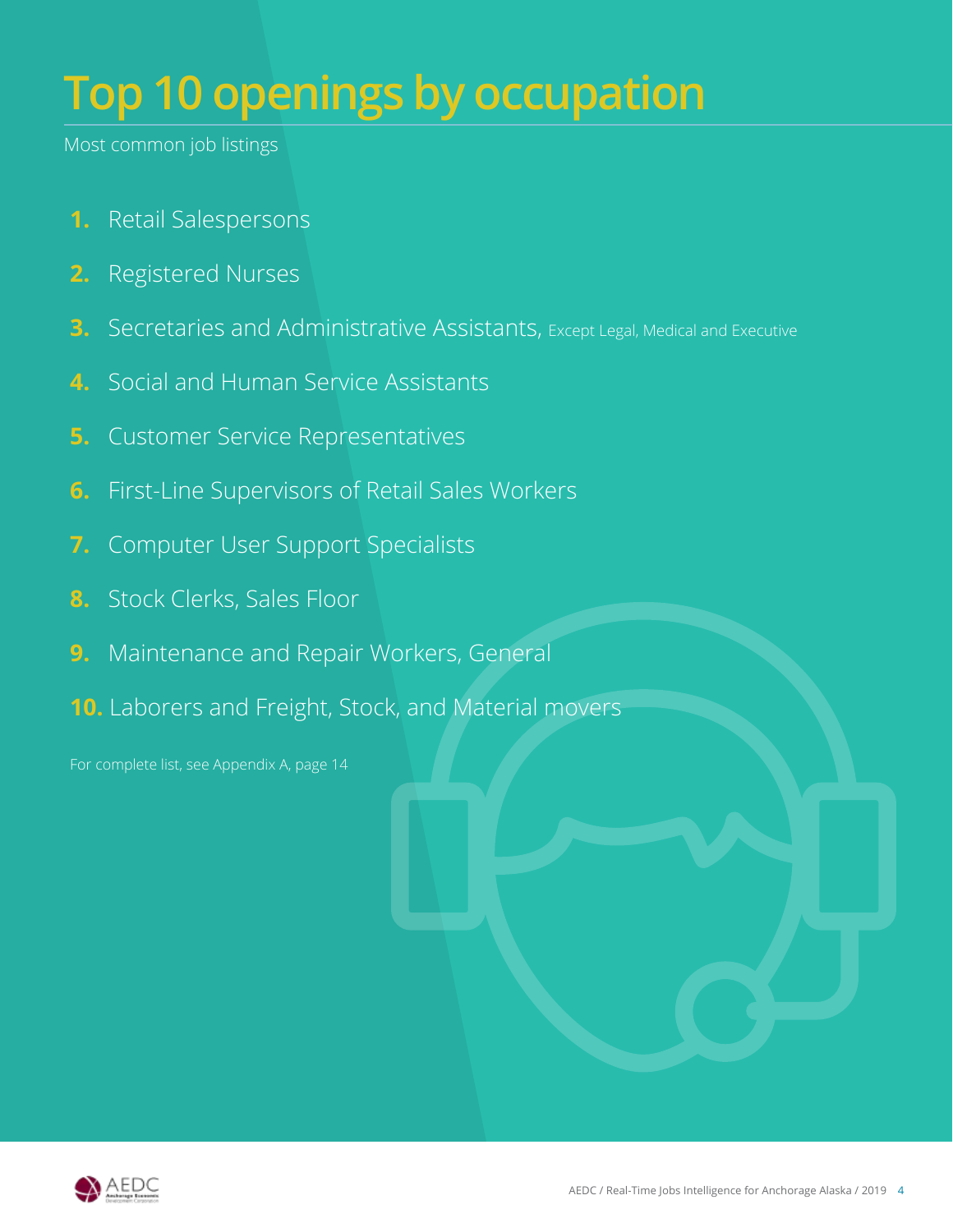# Top 10 openings by occupation

Most common job listings

1. Retail Salespersons
2. Registered Nurses
3. Secretaries and Administrative Assistants, Except Legal, Medical and Executive
4. Social and Human Service Assistants
5. Customer Service Representatives
6. First-Line Supervisors of Retail Sales Workers
7. Computer User Support Specialists
8. Stock Clerks, Sales Floor
9. Maintenance and Repair Workers, General
10. Laborers and Freight, Stock, and Material movers

For complete list, see Appendix A, page 14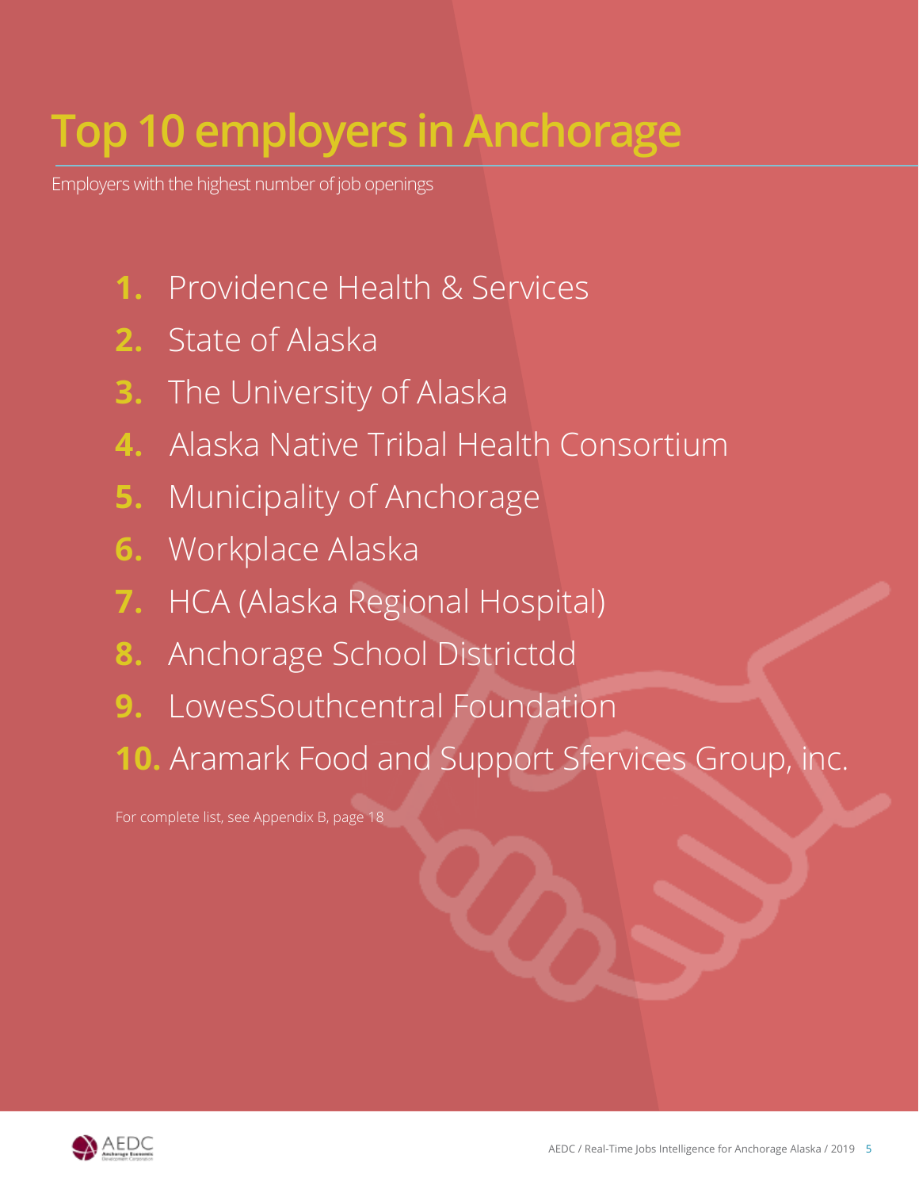# Top 10 employers in Anchorage

Employers with the highest number of job openings

1. Providence Health & Services
2. State of Alaska
3. The University of Alaska
4. Alaska Native Tribal Health Consortium
5. Municipality of Anchorage
6. Workplace Alaska
7. HCA (Alaska Regional Hospital)
8. Anchorage School Districtdd
9. LowesSouthcentral Foundation
10. Aramark Food and Support Sfervices Group, inc.

For complete list, see Appendix B, page 18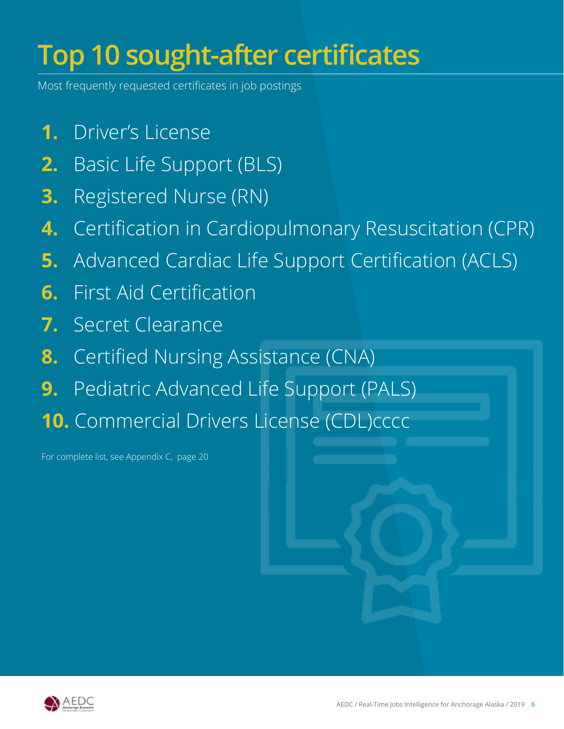# Top 10 sought-after certificates

Most frequently requested certificates in job postings

1. Driver's License
2. Basic Life Support (BLS)
3. Registered Nurse (RN)
4. Certification in Cardiopulmonary Resuscitation (CPR)
5. Advanced Cardiac Life Support Certification (ACLS)
6. First Aid Certification
7. Secret Clearance
8. Certified Nursing Assistance (CNA)
9. Pediatric Advanced Life Support (PALS)
10. Commercial Drivers License (CDL)cccc

For complete list, see Appendix C, page 20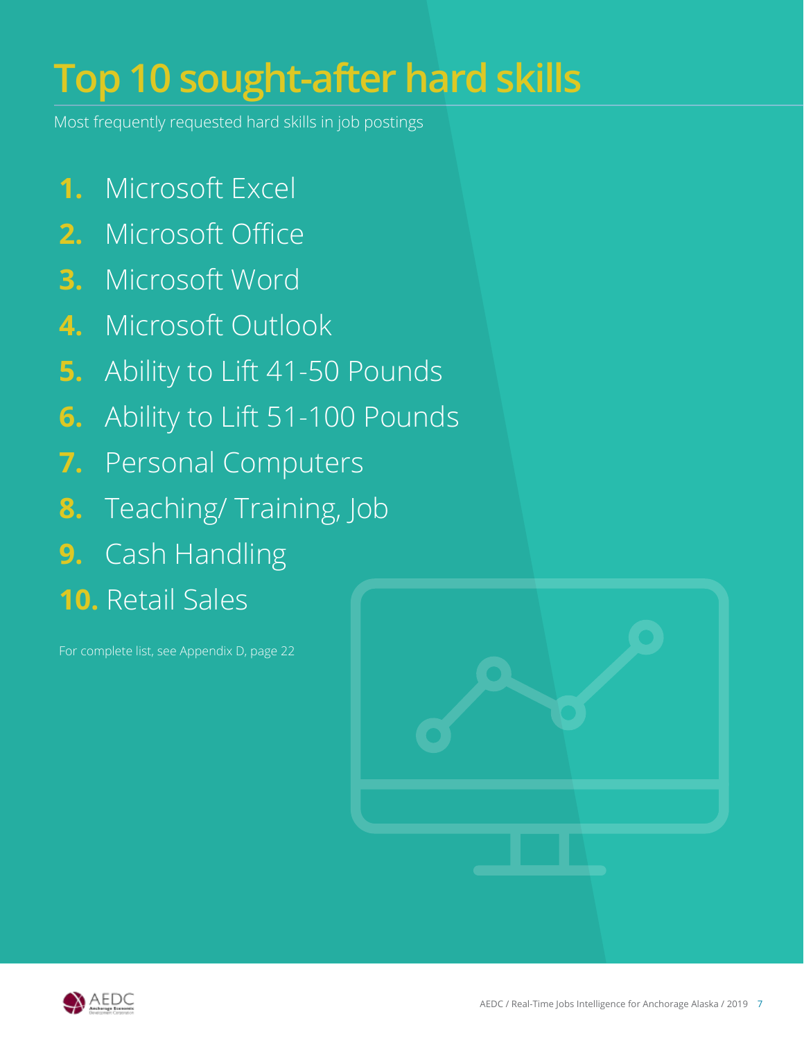# Top 10 sought-after hard skills

Most frequently requested hard skills in job postings

1. Microsoft Excel
2. Microsoft Office
3. Microsoft Word
4. Microsoft Outlook
5. Ability to Lift 41-50 Pounds
6. Ability to Lift 51-100 Pounds
7. Personal Computers
8. Teaching/ Training, Job
9. Cash Handling
10. Retail Sales

For complete list, see Appendix D, page 22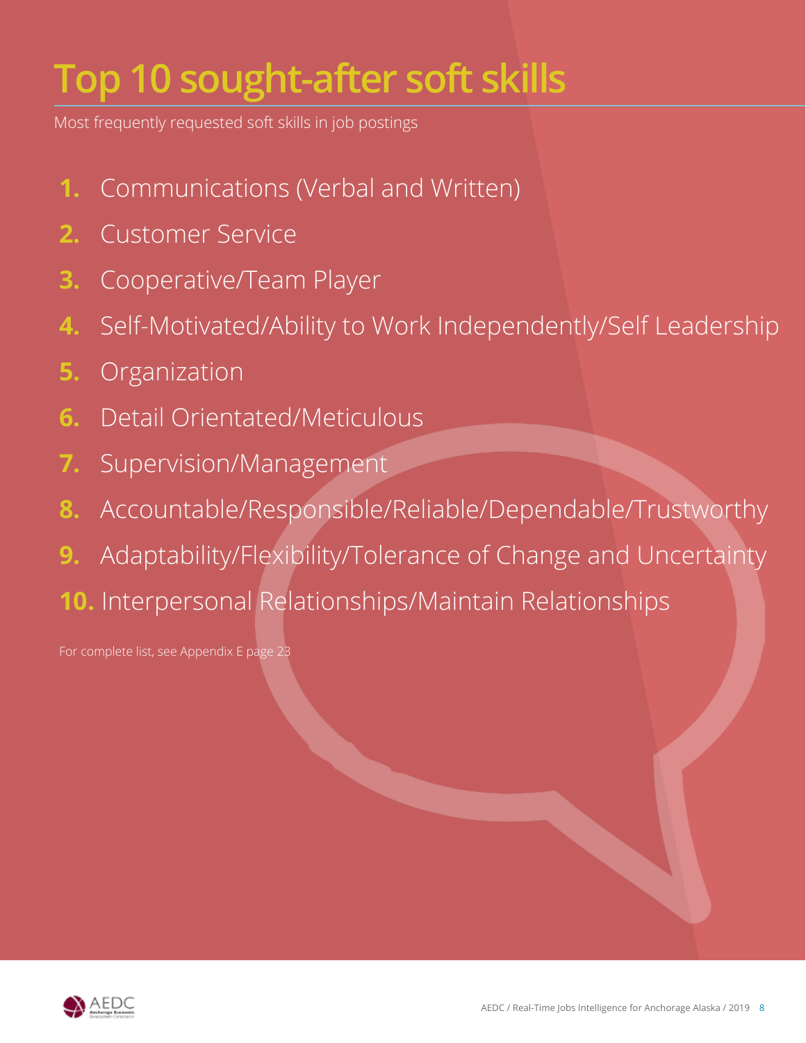# Top 10 sought-after soft skills

Most frequently requested soft skills in job postings

1. Communications (Verbal and Written)
2. Customer Service
3. Cooperative/Team Player
4. Self-Motivated/Ability to Work Independently/Self Leadership
5. Organization
6. Detail Orientated/Meticulous
7. Supervision/Management
8. Accountable/Responsible/Reliable/Dependable/Trustworthy
9. Adaptability/Flexibility/Tolerance of Change and Uncertainty
10. Interpersonal Relationships/Maintain Relationships

For complete list, see Appendix E page 23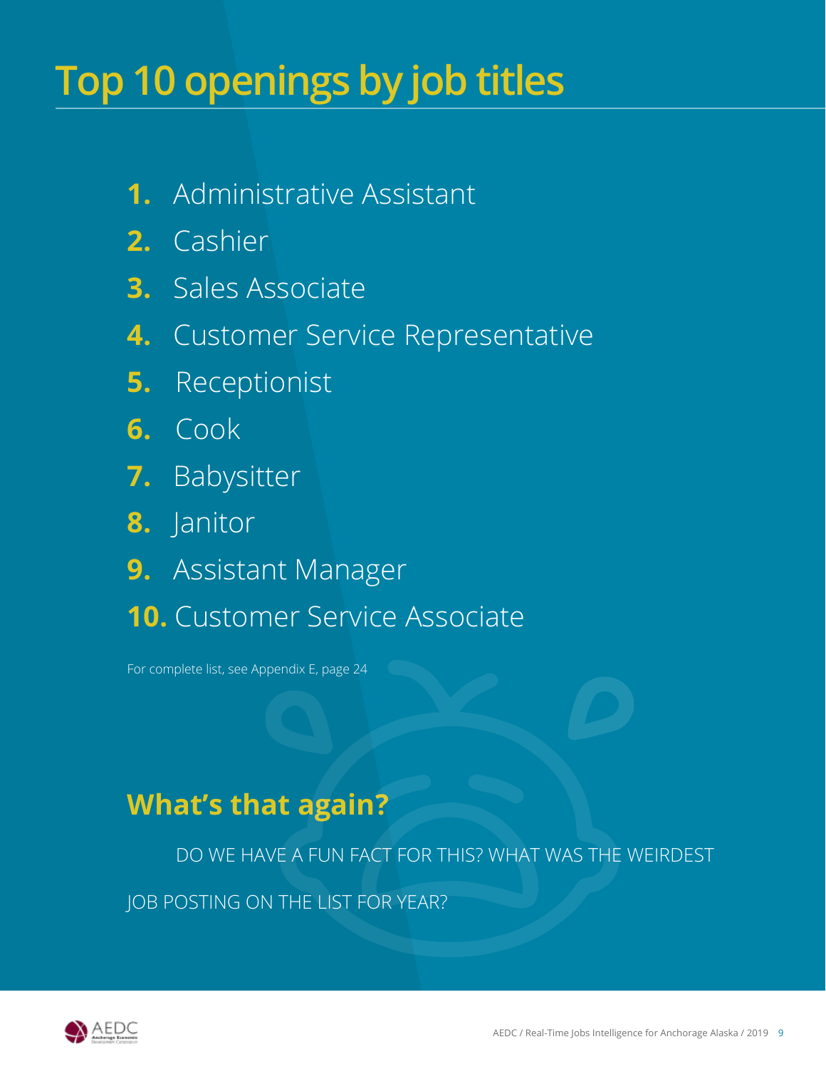# Top 10 openings by job titles

1. Administrative Assistant
2. Cashier
3. Sales Associate
4. Customer Service Representative
5. Receptionist
6. Cook
7. Babysitter
8. Janitor
9. Assistant Manager
10. Customer Service Associate

For complete list, see Appendix E, page 24

## What's that again?

DO WE HAVE A FUN FACT FOR THIS? WHAT WAS THE WEIRDEST JOB POSTING ON THE LIST FOR YEAR?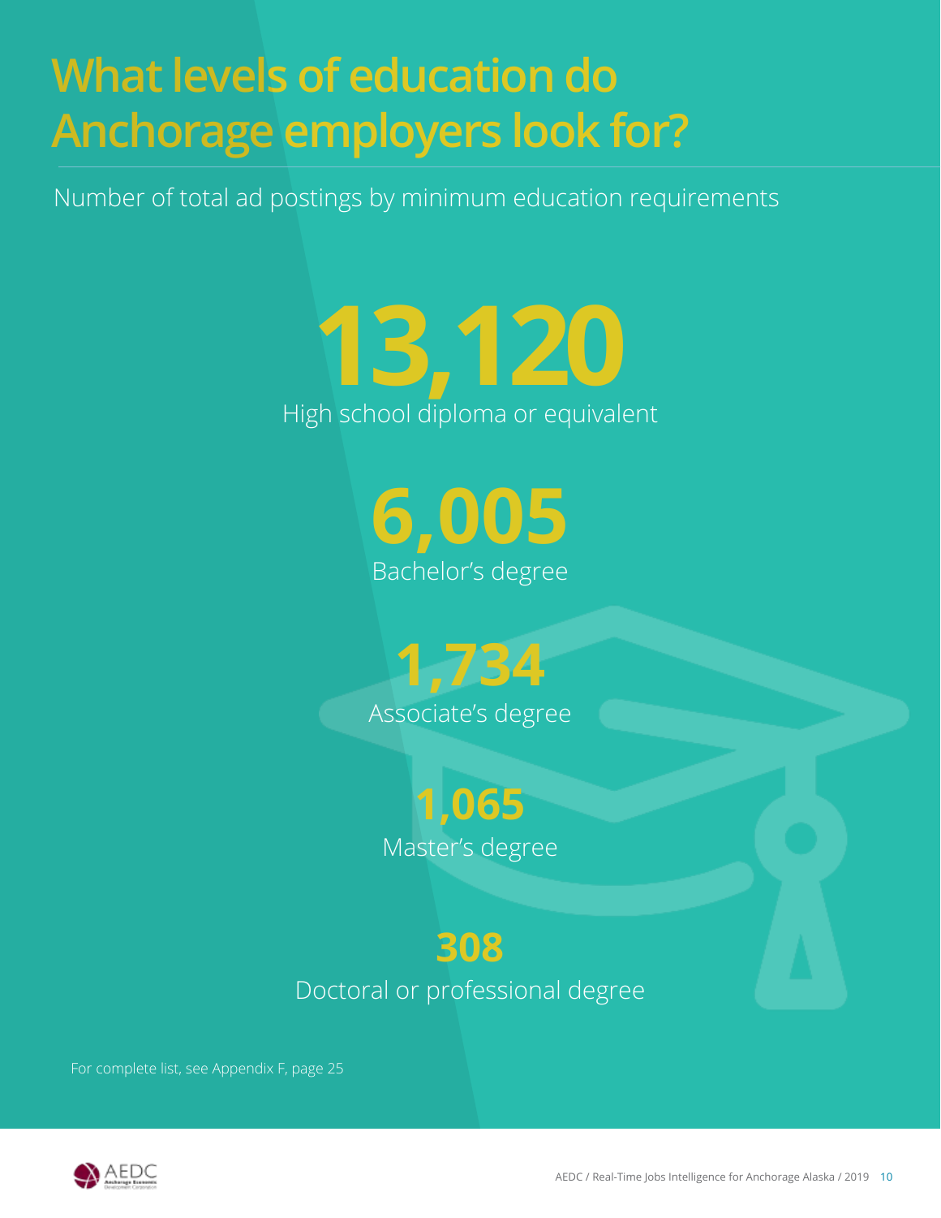# What levels of education do Anchorage employers look for?

Number of total ad postings by minimum education requirements

**13,120**
High school diploma or equivalent

**6,005**
Bachelor's degree

**1,734**
Associate's degree

**1,065**
Master's degree

**308**
Doctoral or professional degree

For complete list, see Appendix F, page 25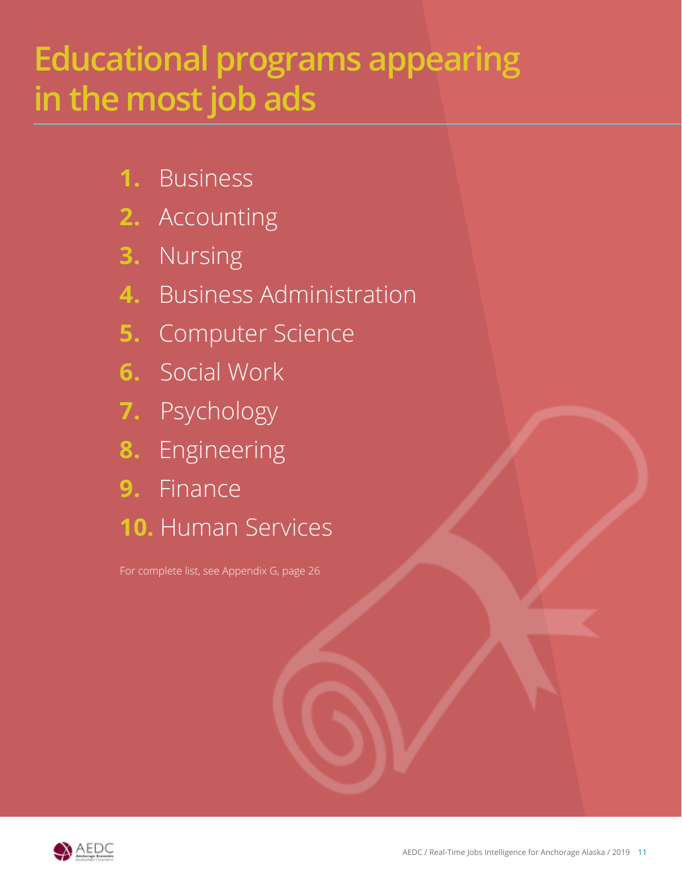# Educational programs appearing in the most job ads

1. Business
2. Accounting
3. Nursing
4. Business Administration
5. Computer Science
6. Social Work
7. Psychology
8. Engineering
9. Finance
10. Human Services

For complete list, see Appendix G, page 26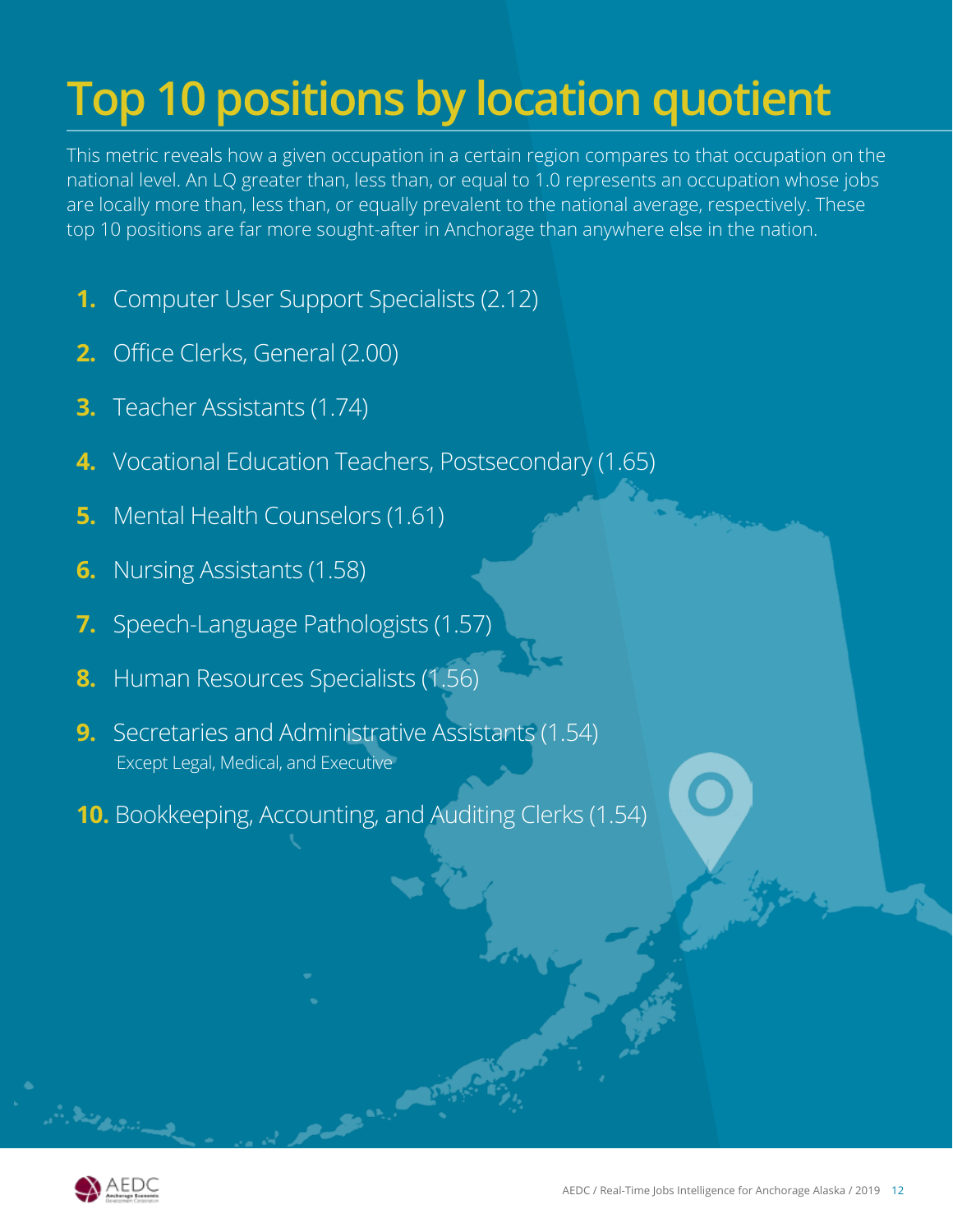# Top 10 positions by location quotient

This metric reveals how a given occupation in a certain region compares to that occupation on the national level. An LQ greater than, less than, or equal to 1.0 represents an occupation whose jobs are locally more than, less than, or equally prevalent to the national average, respectively. These top 10 positions are far more sought-after in Anchorage than anywhere else in the nation.

1. Computer User Support Specialists (2.12)
2. Office Clerks, General (2.00)
3. Teacher Assistants (1.74)
4. Vocational Education Teachers, Postsecondary (1.65)
5. Mental Health Counselors (1.61)
6. Nursing Assistants (1.58)
7. Speech-Language Pathologists (1.57)
8. Human Resources Specialists (1.56)
9. Secretaries and Administrative Assistants (1.54)
   Except Legal, Medical, and Executive
10. Bookkeeping, Accounting, and Auditing Clerks (1.54)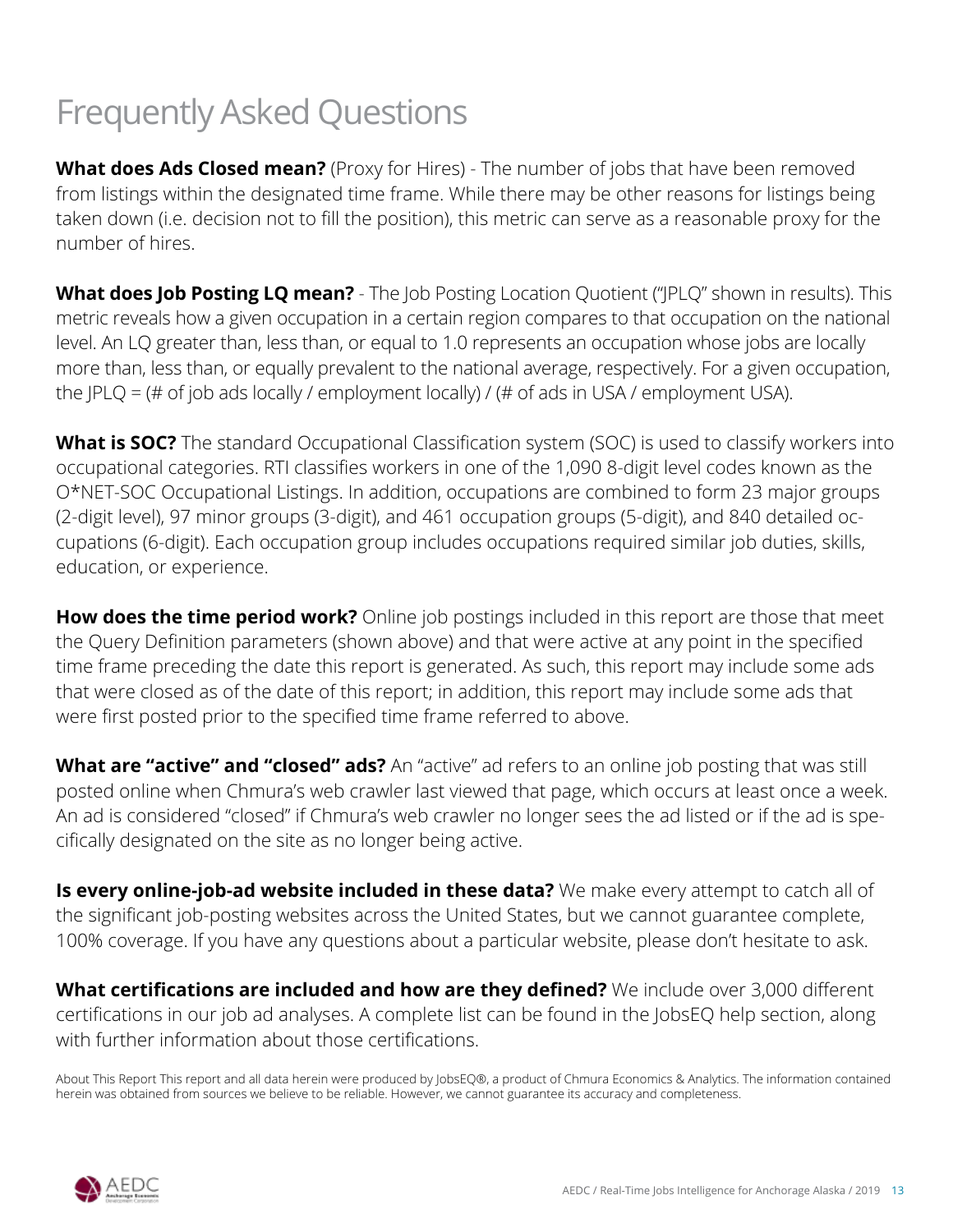# Frequently Asked Questions

**What does Ads Closed mean?** (Proxy for Hires) - The number of jobs that have been removed from listings within the designated time frame. While there may be other reasons for listings being taken down (i.e. decision not to fill the position), this metric can serve as a reasonable proxy for the number of hires.

**What does Job Posting LQ mean?** - The Job Posting Location Quotient ("JPLQ" shown in results). This metric reveals how a given occupation in a certain region compares to that occupation on the national level. An LQ greater than, less than, or equal to 1.0 represents an occupation whose jobs are locally more than, less than, or equally prevalent to the national average, respectively. For a given occupation, the JPLQ = (# of job ads locally / employment locally) / (# of ads in USA / employment USA).

**What is SOC?** The standard Occupational Classification system (SOC) is used to classify workers into occupational categories. RTI classifies workers in one of the 1,090 8-digit level codes known as the O*NET-SOC Occupational Listings. In addition, occupations are combined to form 23 major groups (2-digit level), 97 minor groups (3-digit), and 461 occupation groups (5-digit), and 840 detailed occupations (6-digit). Each occupation group includes occupations required similar job duties, skills, education, or experience.

**How does the time period work?** Online job postings included in this report are those that meet the Query Definition parameters (shown above) and that were active at any point in the specified time frame preceding the date this report is generated. As such, this report may include some ads that were closed as of the date of this report; in addition, this report may include some ads that were first posted prior to the specified time frame referred to above.

**What are "active" and "closed" ads?** An "active" ad refers to an online job posting that was still posted online when Chmura's web crawler last viewed that page, which occurs at least once a week. An ad is considered "closed" if Chmura's web crawler no longer sees the ad listed or if the ad is specifically designated on the site as no longer being active.

**Is every online-job-ad website included in these data?** We make every attempt to catch all of the significant job-posting websites across the United States, but we cannot guarantee complete, 100% coverage. If you have any questions about a particular website, please don't hesitate to ask.

**What certifications are included and how are they defined?** We include over 3,000 different certifications in our job ad analyses. A complete list can be found in the JobsEQ help section, along with further information about those certifications.

About This Report This report and all data herein were produced by JobsEQ®, a product of Chmura Economics & Analytics. The information contained herein was obtained from sources we believe to be reliable. However, we cannot guarantee its accuracy and completeness.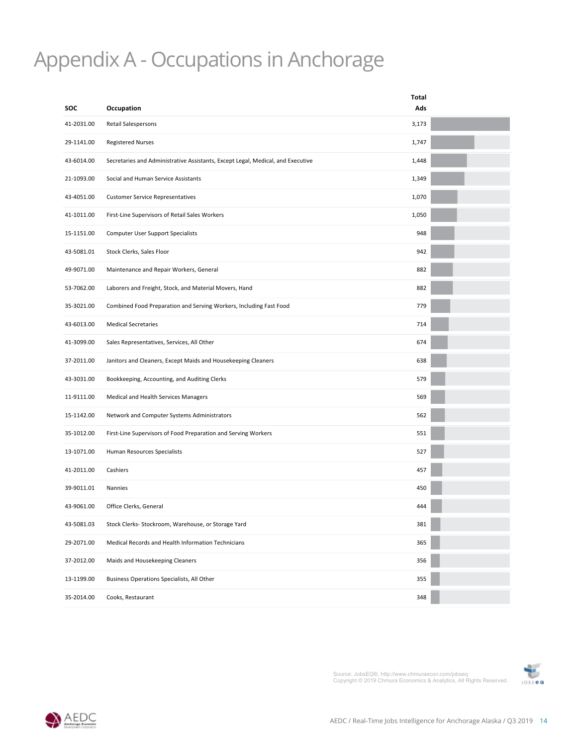# Appendix A - Occupations in Anchorage

| SOC | Occupation | Total Ads |
|---|---|---|
| 41-2031.00 | Retail Salespersons | 3,173 |
| 29-1141.00 | Registered Nurses | 1,747 |
| 43-6014.00 | Secretaries and Administrative Assistants, Except Legal, Medical, and Executive | 1,448 |
| 21-1093.00 | Social and Human Service Assistants | 1,349 |
| 43-4051.00 | Customer Service Representatives | 1,070 |
| 41-1011.00 | First-Line Supervisors of Retail Sales Workers | 1,050 |
| 15-1151.00 | Computer User Support Specialists | 948 |
| 43-5081.01 | Stock Clerks, Sales Floor | 942 |
| 49-9071.00 | Maintenance and Repair Workers, General | 882 |
| 53-7062.00 | Laborers and Freight, Stock, and Material Movers, Hand | 882 |
| 35-3021.00 | Combined Food Preparation and Serving Workers, Including Fast Food | 779 |
| 43-6013.00 | Medical Secretaries | 714 |
| 41-3099.00 | Sales Representatives, Services, All Other | 674 |
| 37-2011.00 | Janitors and Cleaners, Except Maids and Housekeeping Cleaners | 638 |
| 43-3031.00 | Bookkeeping, Accounting, and Auditing Clerks | 579 |
| 11-9111.00 | Medical and Health Services Managers | 569 |
| 15-1142.00 | Network and Computer Systems Administrators | 562 |
| 35-1012.00 | First-Line Supervisors of Food Preparation and Serving Workers | 551 |
| 13-1071.00 | Human Resources Specialists | 527 |
| 41-2011.00 | Cashiers | 457 |
| 39-9011.01 | Nannies | 450 |
| 43-9061.00 | Office Clerks, General | 444 |
| 43-5081.03 | Stock Clerks- Stockroom, Warehouse, or Storage Yard | 381 |
| 29-2071.00 | Medical Records and Health Information Technicians | 365 |
| 37-2012.00 | Maids and Housekeeping Cleaners | 356 |
| 13-1199.00 | Business Operations Specialists, All Other | 355 |
| 35-2014.00 | Cooks, Restaurant | 348 |

Source: JobsEQ®, http://www.chmuraecon.com/jobseq
Copyright © 2019 Chmura Economics & Analytics, All Rights Reserved.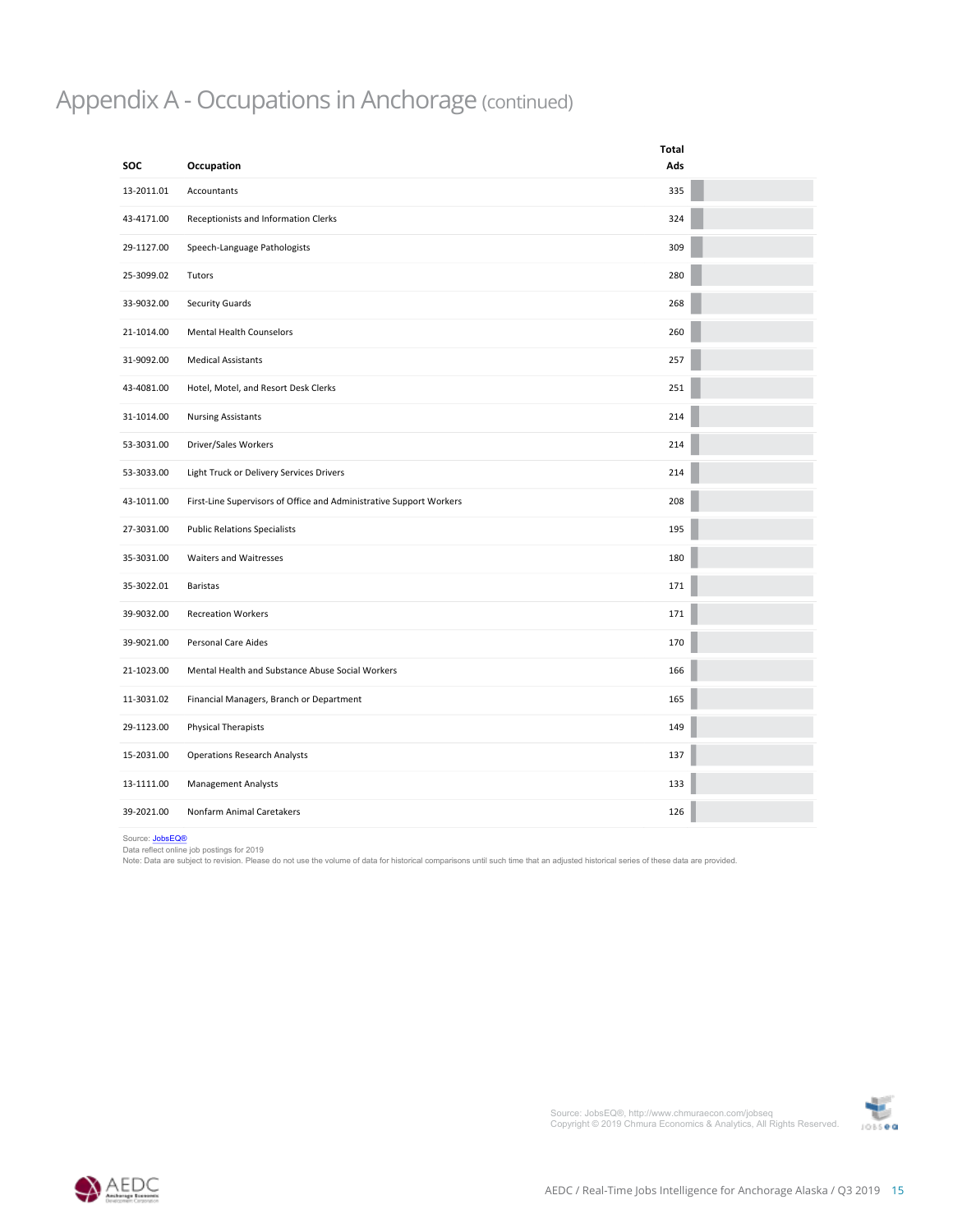# Appendix A - Occupations in Anchorage (continued)

| SOC | Occupation | Total Ads |
|---|---|---|
| 13-2011.01 | Accountants | 335 |
| 43-4171.00 | Receptionists and Information Clerks | 324 |
| 29-1127.00 | Speech-Language Pathologists | 309 |
| 25-3099.02 | Tutors | 280 |
| 33-9032.00 | Security Guards | 268 |
| 21-1014.00 | Mental Health Counselors | 260 |
| 31-9092.00 | Medical Assistants | 257 |
| 43-4081.00 | Hotel, Motel, and Resort Desk Clerks | 251 |
| 31-1014.00 | Nursing Assistants | 214 |
| 53-3031.00 | Driver/Sales Workers | 214 |
| 53-3033.00 | Light Truck or Delivery Services Drivers | 214 |
| 43-1011.00 | First-Line Supervisors of Office and Administrative Support Workers | 208 |
| 27-3031.00 | Public Relations Specialists | 195 |
| 35-3031.00 | Waiters and Waitresses | 180 |
| 35-3022.01 | Baristas | 171 |
| 39-9032.00 | Recreation Workers | 171 |
| 39-9021.00 | Personal Care Aides | 170 |
| 21-1023.00 | Mental Health and Substance Abuse Social Workers | 166 |
| 11-3031.02 | Financial Managers, Branch or Department | 165 |
| 29-1123.00 | Physical Therapists | 149 |
| 15-2031.00 | Operations Research Analysts | 137 |
| 13-1111.00 | Management Analysts | 133 |
| 39-2021.00 | Nonfarm Animal Caretakers | 126 |

Source: JobsEQ®
Data reflect online job postings for 2019
Note: Data are subject to revision. Please do not use the volume of data for historical comparisons until such time that an adjusted historical series of these data are provided.

Source: JobsEQ®, http://www.chmuraecon.com/jobseq
Copyright © 2019 Chmura Economics & Analytics, All Rights Reserved.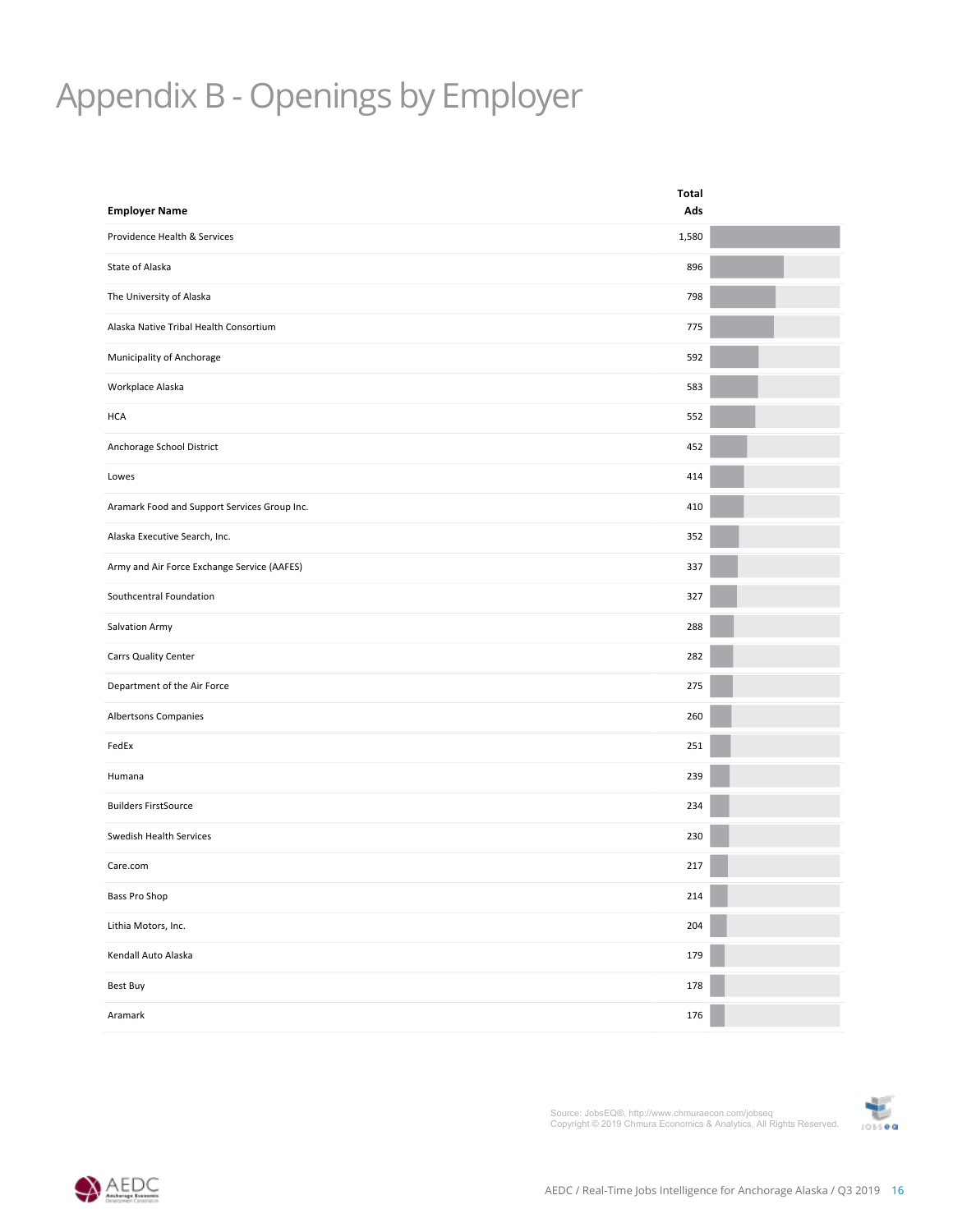# Appendix B - Openings by Employer

| Employer Name | Total Ads |
|---|---|
| Providence Health & Services | 1,580 |
| State of Alaska | 896 |
| The University of Alaska | 798 |
| Alaska Native Tribal Health Consortium | 775 |
| Municipality of Anchorage | 592 |
| Workplace Alaska | 583 |
| HCA | 552 |
| Anchorage School District | 452 |
| Lowes | 414 |
| Aramark Food and Support Services Group Inc. | 410 |
| Alaska Executive Search, Inc. | 352 |
| Army and Air Force Exchange Service (AAFES) | 337 |
| Southcentral Foundation | 327 |
| Salvation Army | 288 |
| Carrs Quality Center | 282 |
| Department of the Air Force | 275 |
| Albertsons Companies | 260 |
| FedEx | 251 |
| Humana | 239 |
| Builders FirstSource | 234 |
| Swedish Health Services | 230 |
| Care.com | 217 |
| Bass Pro Shop | 214 |
| Lithia Motors, Inc. | 204 |
| Kendall Auto Alaska | 179 |
| Best Buy | 178 |
| Aramark | 176 |

Source: JobsEQ®, http://www.chmuraecon.com/jobseq
Copyright © 2019 Chmura Economics & Analytics, All Rights Reserved.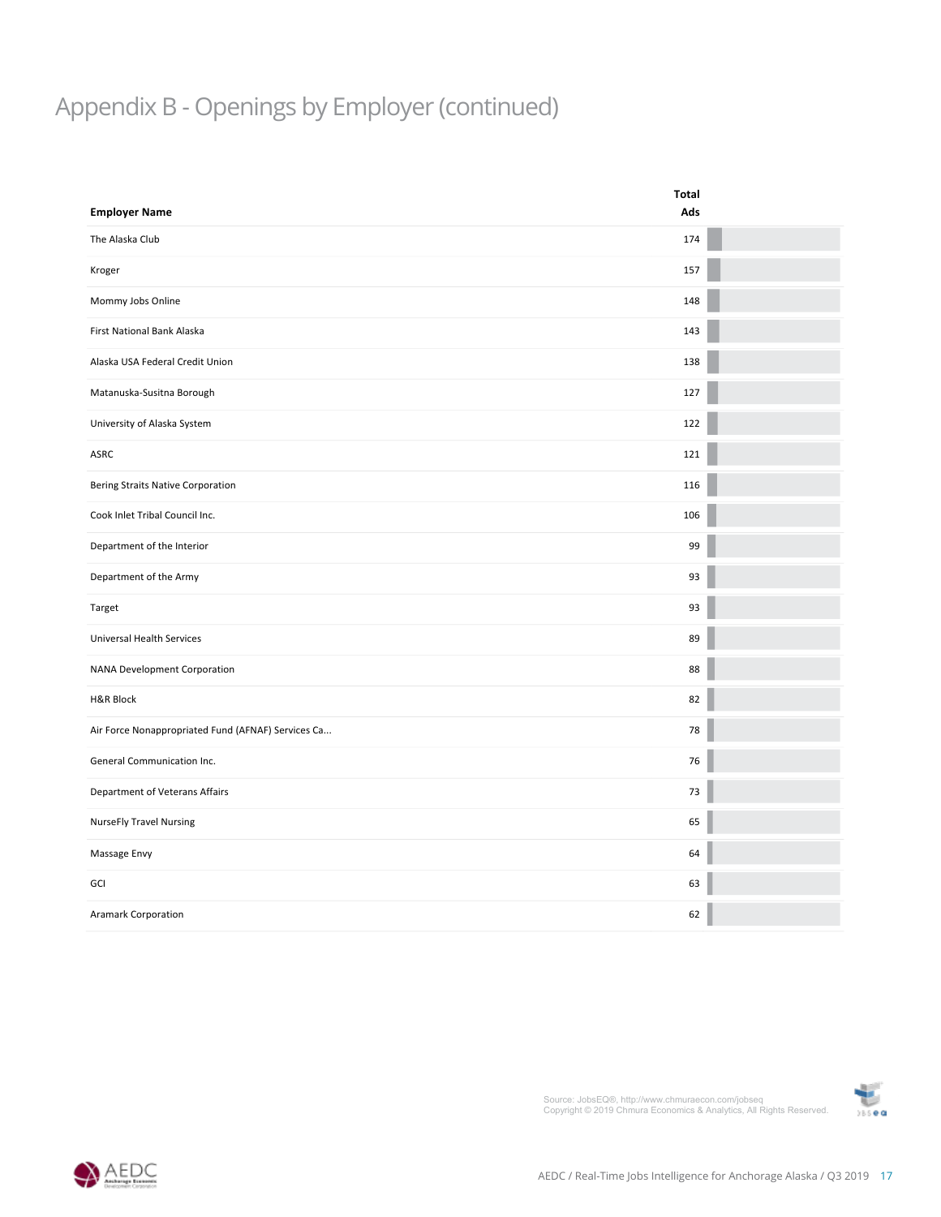# Appendix B - Openings by Employer (continued)

| Employer Name | Total Ads |
|---|---|
| The Alaska Club | 174 |
| Kroger | 157 |
| Mommy Jobs Online | 148 |
| First National Bank Alaska | 143 |
| Alaska USA Federal Credit Union | 138 |
| Matanuska-Susitna Borough | 127 |
| University of Alaska System | 122 |
| ASRC | 121 |
| Bering Straits Native Corporation | 116 |
| Cook Inlet Tribal Council Inc. | 106 |
| Department of the Interior | 99 |
| Department of the Army | 93 |
| Target | 93 |
| Universal Health Services | 89 |
| NANA Development Corporation | 88 |
| H&R Block | 82 |
| Air Force Nonappropriated Fund (AFNAF) Services Ca... | 78 |
| General Communication Inc. | 76 |
| Department of Veterans Affairs | 73 |
| NurseFly Travel Nursing | 65 |
| Massage Envy | 64 |
| GCI | 63 |
| Aramark Corporation | 62 |

Source: JobsEQ®, http://www.chmuraecon.com/jobseq
Copyright © 2019 Chmura Economics & Analytics, All Rights Reserved.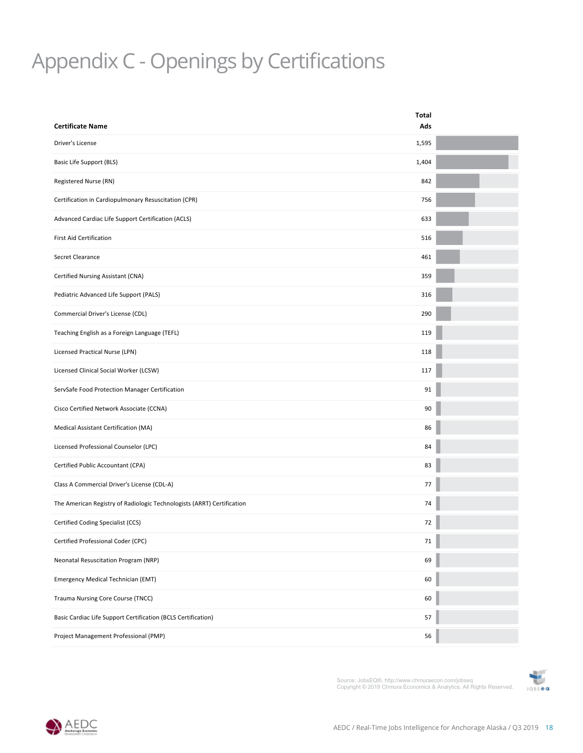# Appendix C - Openings by Certifications

| Certificate Name | Total Ads |
|---|---|
| Driver's License | 1,595 |
| Basic Life Support (BLS) | 1,404 |
| Registered Nurse (RN) | 842 |
| Certification in Cardiopulmonary Resuscitation (CPR) | 756 |
| Advanced Cardiac Life Support Certification (ACLS) | 633 |
| First Aid Certification | 516 |
| Secret Clearance | 461 |
| Certified Nursing Assistant (CNA) | 359 |
| Pediatric Advanced Life Support (PALS) | 316 |
| Commercial Driver's License (CDL) | 290 |
| Teaching English as a Foreign Language (TEFL) | 119 |
| Licensed Practical Nurse (LPN) | 118 |
| Licensed Clinical Social Worker (LCSW) | 117 |
| ServSafe Food Protection Manager Certification | 91 |
| Cisco Certified Network Associate (CCNA) | 90 |
| Medical Assistant Certification (MA) | 86 |
| Licensed Professional Counselor (LPC) | 84 |
| Certified Public Accountant (CPA) | 83 |
| Class A Commercial Driver's License (CDL-A) | 77 |
| The American Registry of Radiologic Technologists (ARRT) Certification | 74 |
| Certified Coding Specialist (CCS) | 72 |
| Certified Professional Coder (CPC) | 71 |
| Neonatal Resuscitation Program (NRP) | 69 |
| Emergency Medical Technician (EMT) | 60 |
| Trauma Nursing Core Course (TNCC) | 60 |
| Basic Cardiac Life Support Certification (BCLS Certification) | 57 |
| Project Management Professional (PMP) | 56 |

Source: JobsEQ®, http://www.chmuraecon.com/jobseq
Copyright © 2019 Chmura Economics & Analytics, All Rights Reserved.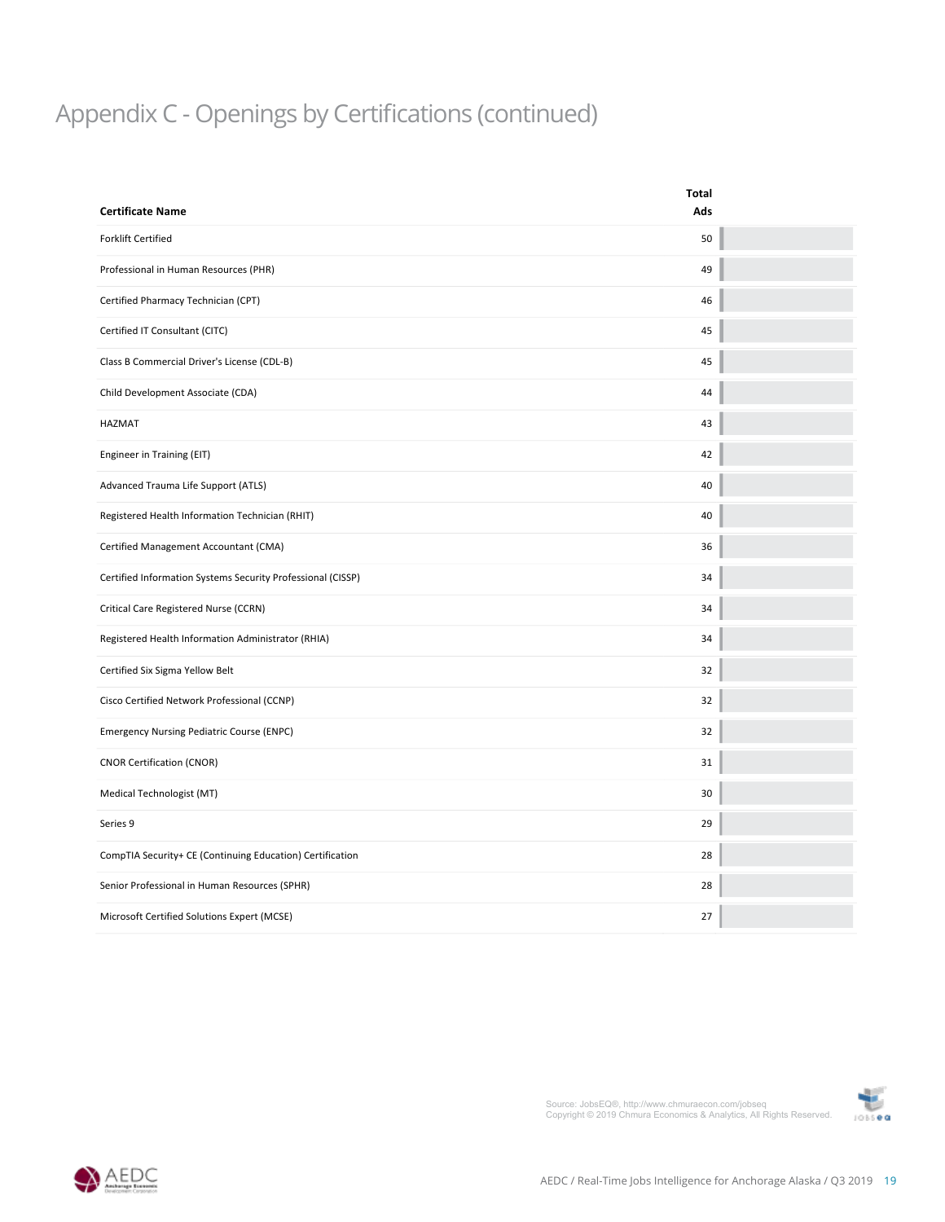# Appendix C - Openings by Certifications (continued)

| Certificate Name | Total Ads |
|---|---|
| Forklift Certified | 50 |
| Professional in Human Resources (PHR) | 49 |
| Certified Pharmacy Technician (CPT) | 46 |
| Certified IT Consultant (CITC) | 45 |
| Class B Commercial Driver's License (CDL-B) | 45 |
| Child Development Associate (CDA) | 44 |
| HAZMAT | 43 |
| Engineer in Training (EIT) | 42 |
| Advanced Trauma Life Support (ATLS) | 40 |
| Registered Health Information Technician (RHIT) | 40 |
| Certified Management Accountant (CMA) | 36 |
| Certified Information Systems Security Professional (CISSP) | 34 |
| Critical Care Registered Nurse (CCRN) | 34 |
| Registered Health Information Administrator (RHIA) | 34 |
| Certified Six Sigma Yellow Belt | 32 |
| Cisco Certified Network Professional (CCNP) | 32 |
| Emergency Nursing Pediatric Course (ENPC) | 32 |
| CNOR Certification (CNOR) | 31 |
| Medical Technologist (MT) | 30 |
| Series 9 | 29 |
| CompTIA Security+ CE (Continuing Education) Certification | 28 |
| Senior Professional in Human Resources (SPHR) | 28 |
| Microsoft Certified Solutions Expert (MCSE) | 27 |

Source: JobsEQ®, http://www.chmuraecon.com/jobseq
Copyright © 2019 Chmura Economics & Analytics, All Rights Reserved.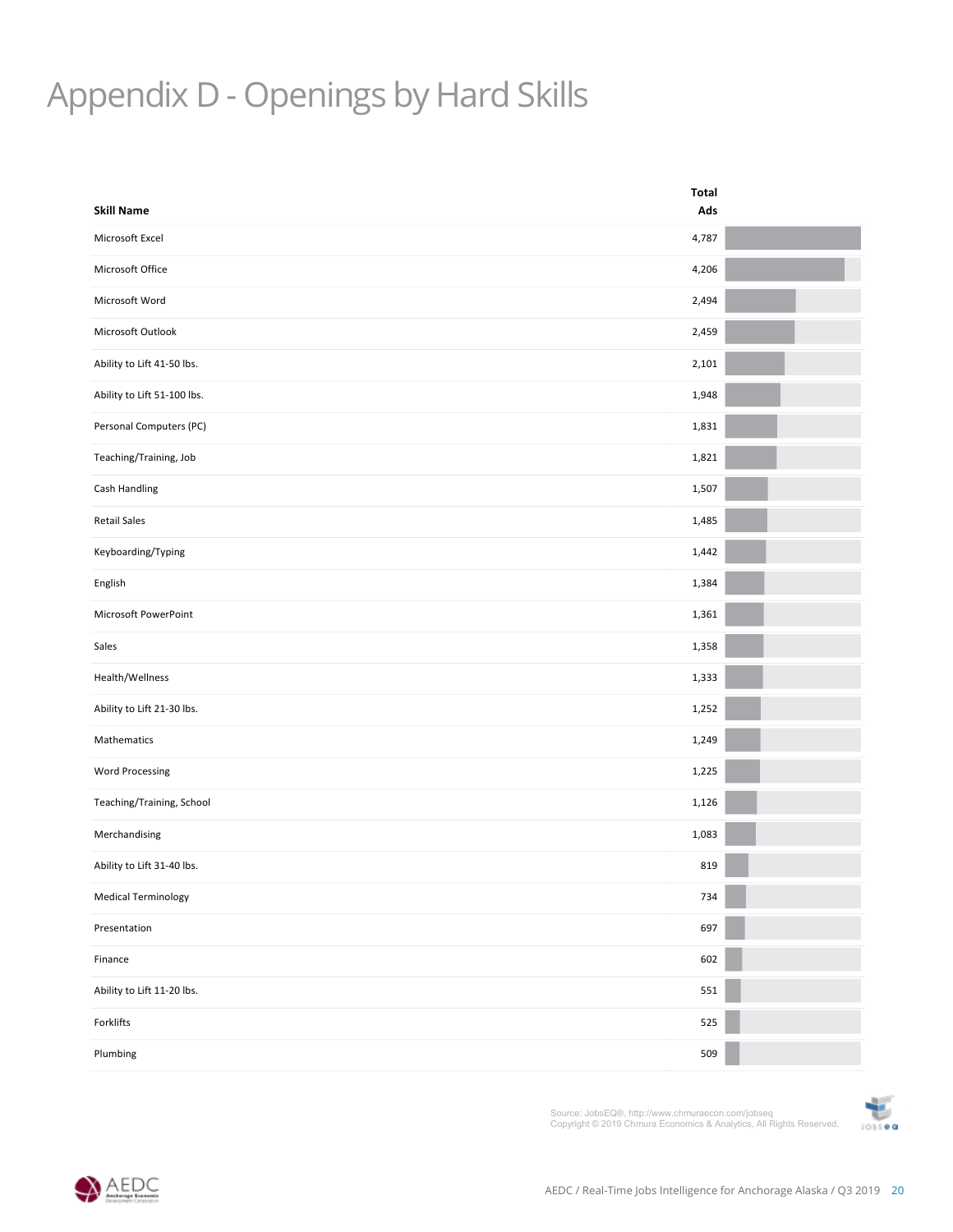# Appendix D - Openings by Hard Skills

| Skill Name | Total Ads |
|---|---|
| Microsoft Excel | 4,787 |
| Microsoft Office | 4,206 |
| Microsoft Word | 2,494 |
| Microsoft Outlook | 2,459 |
| Ability to Lift 41-50 lbs. | 2,101 |
| Ability to Lift 51-100 lbs. | 1,948 |
| Personal Computers (PC) | 1,831 |
| Teaching/Training, Job | 1,821 |
| Cash Handling | 1,507 |
| Retail Sales | 1,485 |
| Keyboarding/Typing | 1,442 |
| English | 1,384 |
| Microsoft PowerPoint | 1,361 |
| Sales | 1,358 |
| Health/Wellness | 1,333 |
| Ability to Lift 21-30 lbs. | 1,252 |
| Mathematics | 1,249 |
| Word Processing | 1,225 |
| Teaching/Training, School | 1,126 |
| Merchandising | 1,083 |
| Ability to Lift 31-40 lbs. | 819 |
| Medical Terminology | 734 |
| Presentation | 697 |
| Finance | 602 |
| Ability to Lift 11-20 lbs. | 551 |
| Forklifts | 525 |
| Plumbing | 509 |

Source: JobsEQ®, http://www.chmuraecon.com/jobseq
Copyright © 2019 Chmura Economics & Analytics, All Rights Reserved.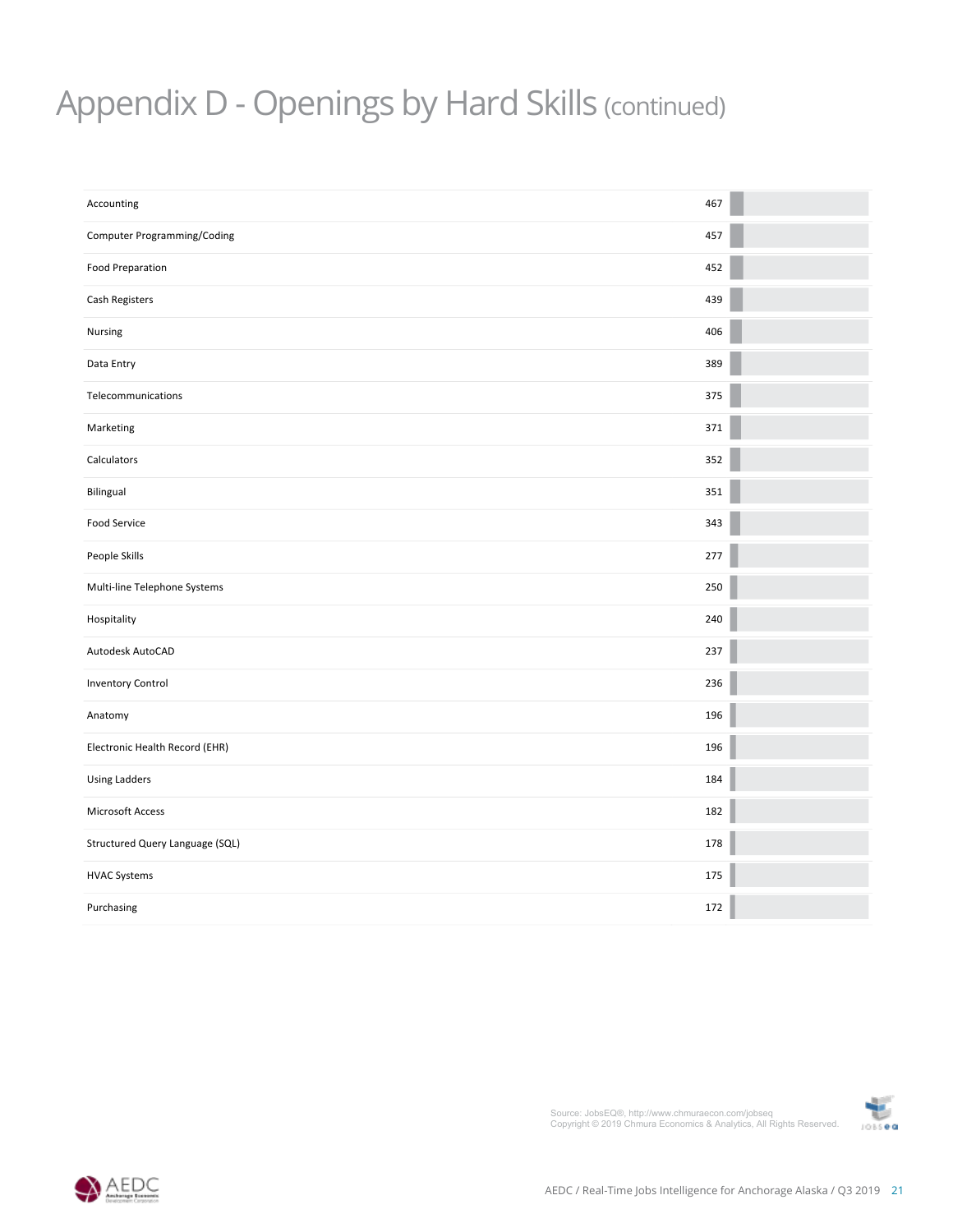# Appendix D - Openings by Hard Skills (continued)

| Skill | Openings |
| --- | --- |
| Accounting | 467 |
| Computer Programming/Coding | 457 |
| Food Preparation | 452 |
| Cash Registers | 439 |
| Nursing | 406 |
| Data Entry | 389 |
| Telecommunications | 375 |
| Marketing | 371 |
| Calculators | 352 |
| Bilingual | 351 |
| Food Service | 343 |
| People Skills | 277 |
| Multi-line Telephone Systems | 250 |
| Hospitality | 240 |
| Autodesk AutoCAD | 237 |
| Inventory Control | 236 |
| Anatomy | 196 |
| Electronic Health Record (EHR) | 196 |
| Using Ladders | 184 |
| Microsoft Access | 182 |
| Structured Query Language (SQL) | 178 |
| HVAC Systems | 175 |
| Purchasing | 172 |

Source: JobsEQ®, http://www.chmuraecon.com/jobseq
Copyright © 2019 Chmura Economics & Analytics, All Rights Reserved.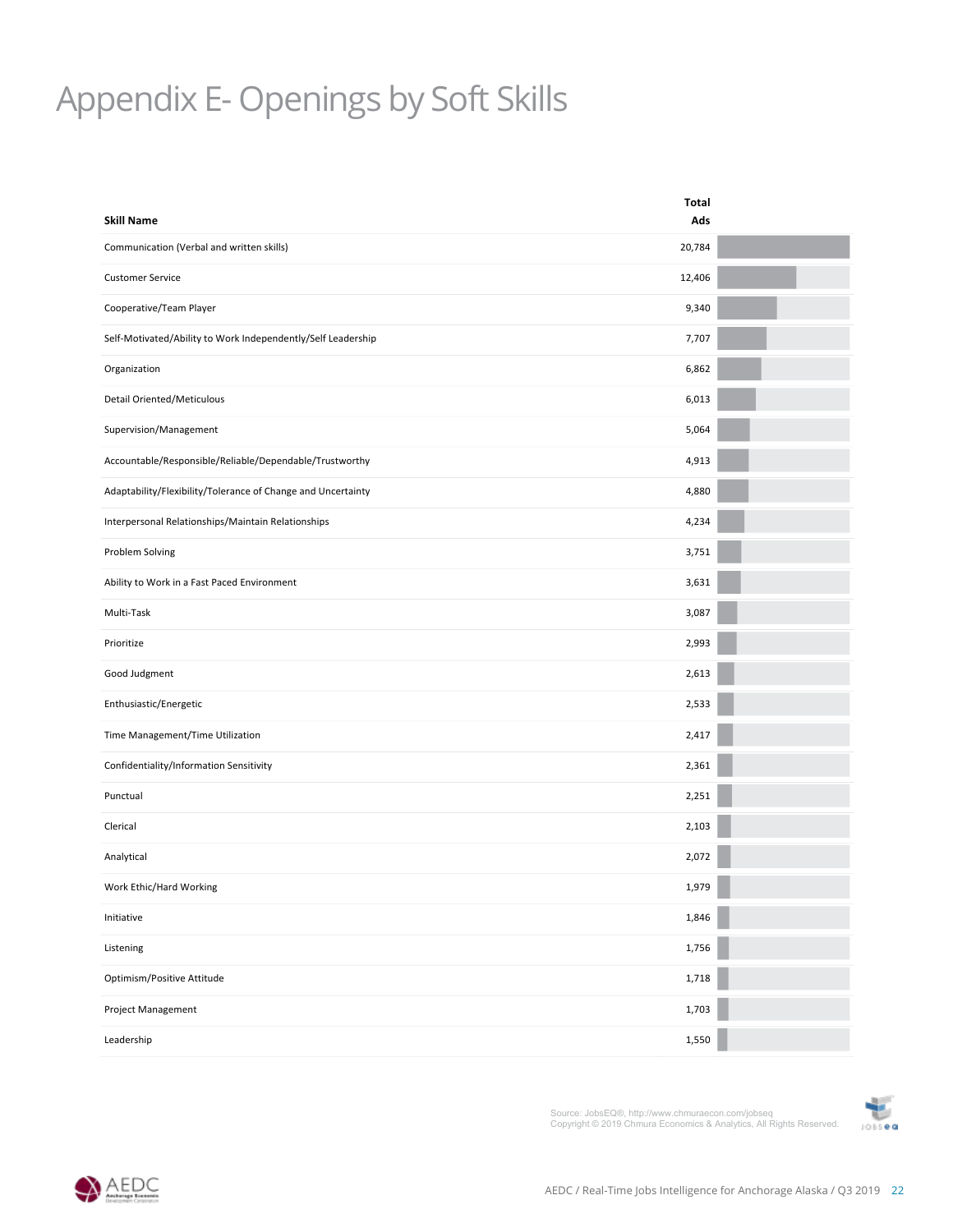# Appendix E- Openings by Soft Skills

| Skill Name | Total Ads |
|---|---|
| Communication (Verbal and written skills) | 20,784 |
| Customer Service | 12,406 |
| Cooperative/Team Player | 9,340 |
| Self-Motivated/Ability to Work Independently/Self Leadership | 7,707 |
| Organization | 6,862 |
| Detail Oriented/Meticulous | 6,013 |
| Supervision/Management | 5,064 |
| Accountable/Responsible/Reliable/Dependable/Trustworthy | 4,913 |
| Adaptability/Flexibility/Tolerance of Change and Uncertainty | 4,880 |
| Interpersonal Relationships/Maintain Relationships | 4,234 |
| Problem Solving | 3,751 |
| Ability to Work in a Fast Paced Environment | 3,631 |
| Multi-Task | 3,087 |
| Prioritize | 2,993 |
| Good Judgment | 2,613 |
| Enthusiastic/Energetic | 2,533 |
| Time Management/Time Utilization | 2,417 |
| Confidentiality/Information Sensitivity | 2,361 |
| Punctual | 2,251 |
| Clerical | 2,103 |
| Analytical | 2,072 |
| Work Ethic/Hard Working | 1,979 |
| Initiative | 1,846 |
| Listening | 1,756 |
| Optimism/Positive Attitude | 1,718 |
| Project Management | 1,703 |
| Leadership | 1,550 |

Source: JobsEQ®, http://www.chmuraecon.com/jobseq
Copyright © 2019 Chmura Economics & Analytics, All Rights Reserved.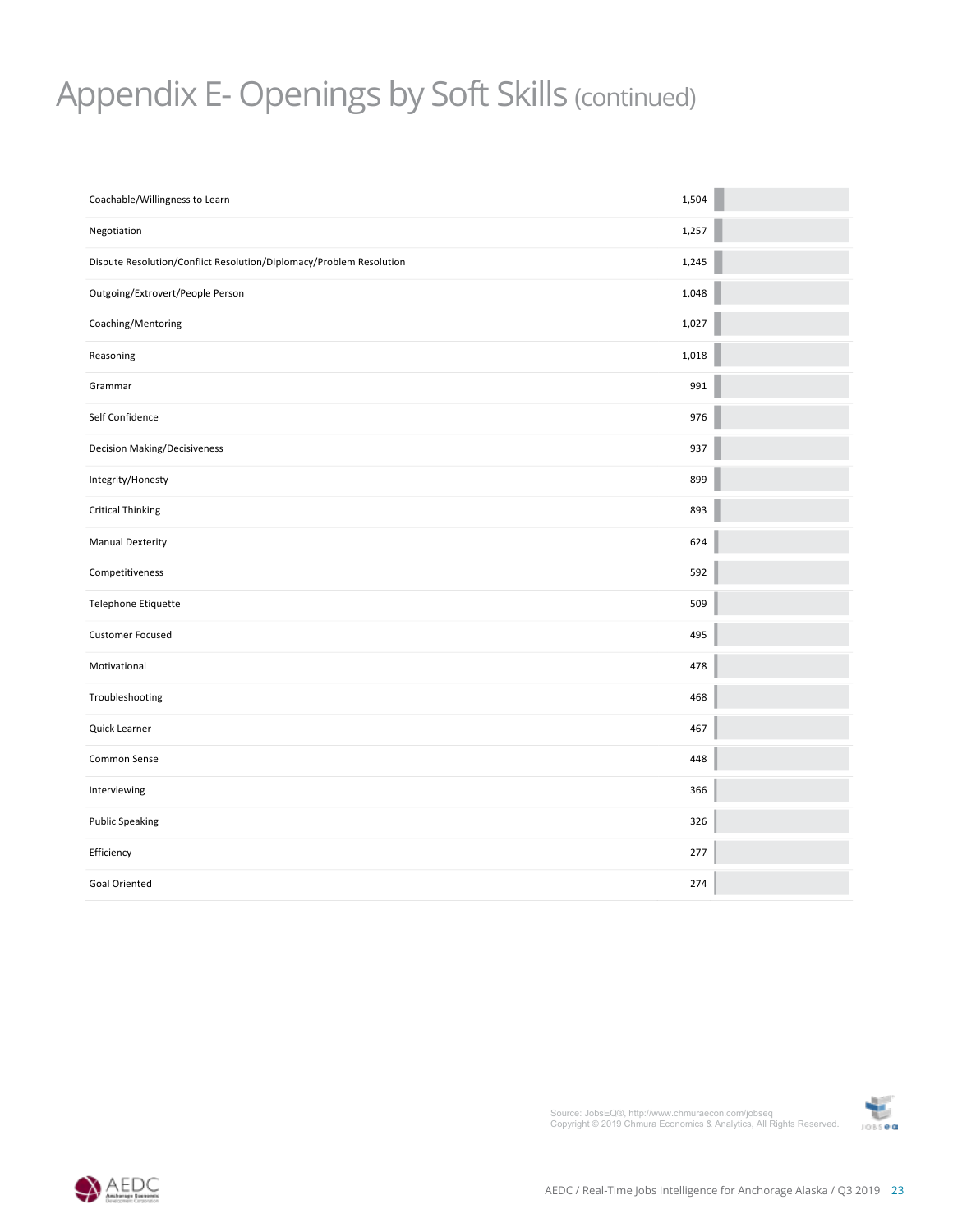# Appendix E- Openings by Soft Skills (continued)

| Soft Skill | Openings |
|---|---|
| Coachable/Willingness to Learn | 1,504 |
| Negotiation | 1,257 |
| Dispute Resolution/Conflict Resolution/Diplomacy/Problem Resolution | 1,245 |
| Outgoing/Extrovert/People Person | 1,048 |
| Coaching/Mentoring | 1,027 |
| Reasoning | 1,018 |
| Grammar | 991 |
| Self Confidence | 976 |
| Decision Making/Decisiveness | 937 |
| Integrity/Honesty | 899 |
| Critical Thinking | 893 |
| Manual Dexterity | 624 |
| Competitiveness | 592 |
| Telephone Etiquette | 509 |
| Customer Focused | 495 |
| Motivational | 478 |
| Troubleshooting | 468 |
| Quick Learner | 467 |
| Common Sense | 448 |
| Interviewing | 366 |
| Public Speaking | 326 |
| Efficiency | 277 |
| Goal Oriented | 274 |

Source: JobsEQ®, http://www.chmuraecon.com/jobseq
Copyright © 2019 Chmura Economics & Analytics, All Rights Reserved.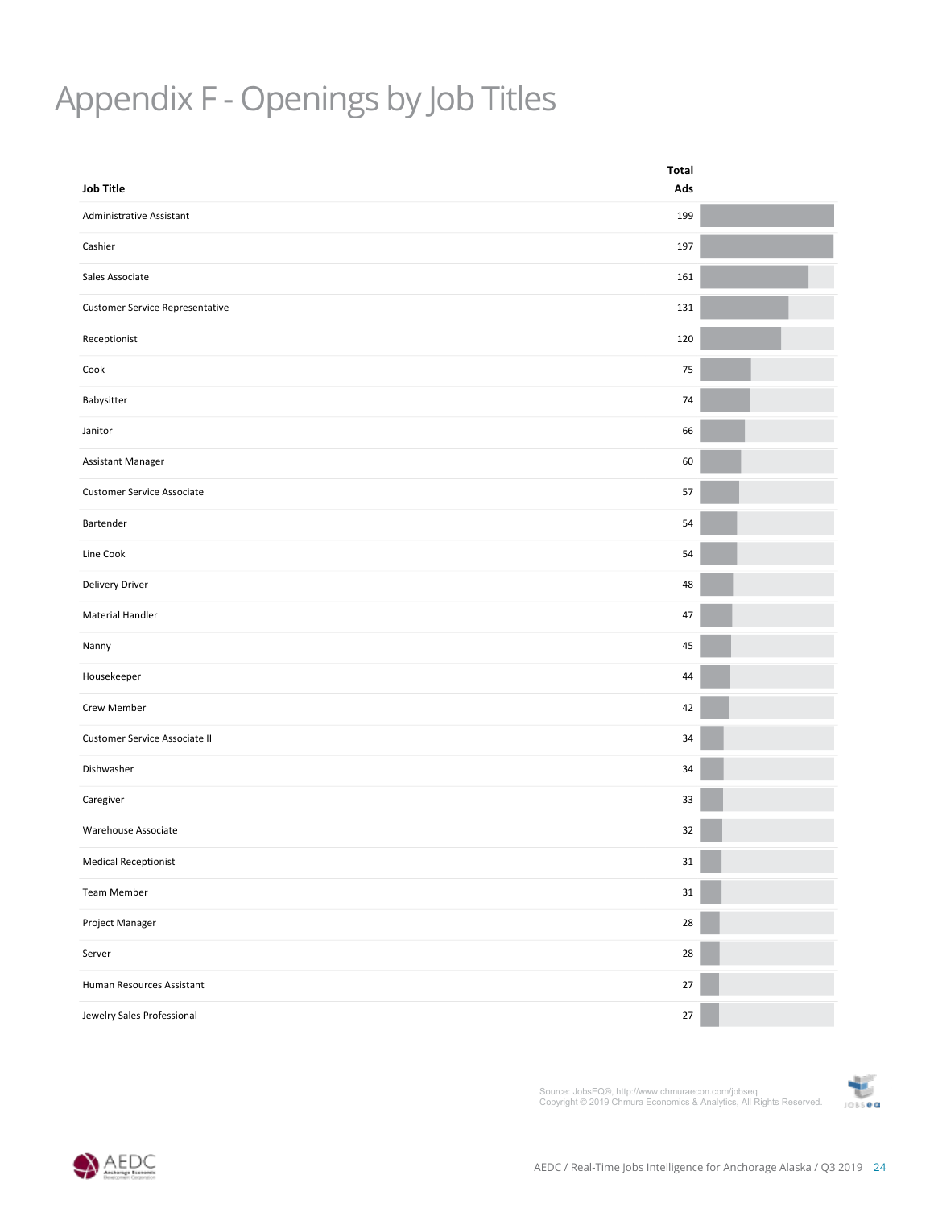# Appendix F - Openings by Job Titles

| Job Title | Total Ads |
|---|---|
| Administrative Assistant | 199 |
| Cashier | 197 |
| Sales Associate | 161 |
| Customer Service Representative | 131 |
| Receptionist | 120 |
| Cook | 75 |
| Babysitter | 74 |
| Janitor | 66 |
| Assistant Manager | 60 |
| Customer Service Associate | 57 |
| Bartender | 54 |
| Line Cook | 54 |
| Delivery Driver | 48 |
| Material Handler | 47 |
| Nanny | 45 |
| Housekeeper | 44 |
| Crew Member | 42 |
| Customer Service Associate II | 34 |
| Dishwasher | 34 |
| Caregiver | 33 |
| Warehouse Associate | 32 |
| Medical Receptionist | 31 |
| Team Member | 31 |
| Project Manager | 28 |
| Server | 28 |
| Human Resources Assistant | 27 |
| Jewelry Sales Professional | 27 |

Source: JobsEQ®, http://www.chmuraecon.com/jobseq
Copyright © 2019 Chmura Economics & Analytics, All Rights Reserved.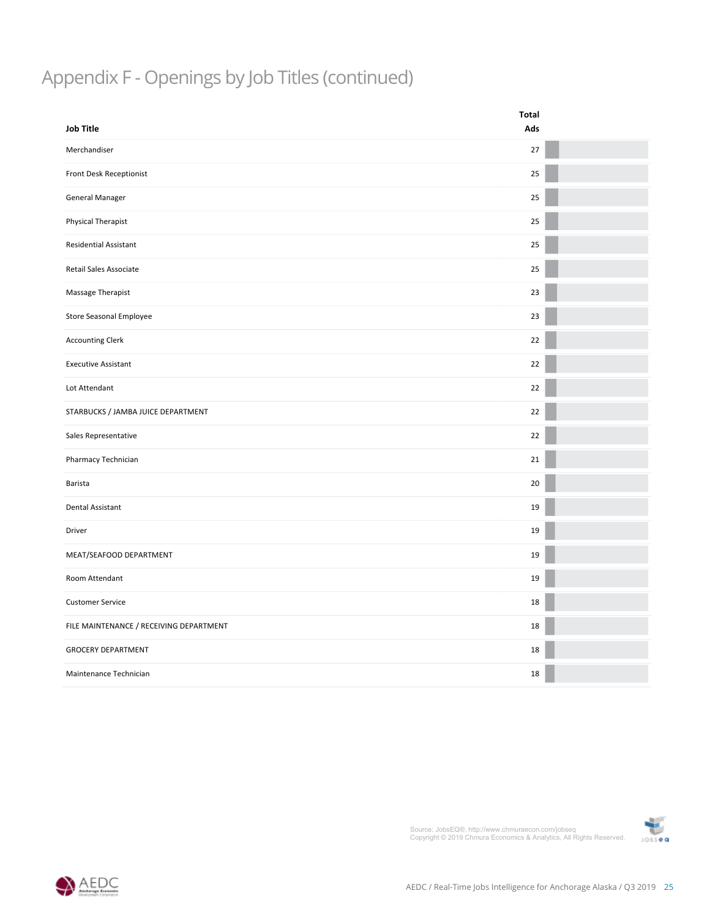# Appendix F - Openings by Job Titles (continued)

| Job Title | Total Ads |
|---|---|
| Merchandiser | 27 |
| Front Desk Receptionist | 25 |
| General Manager | 25 |
| Physical Therapist | 25 |
| Residential Assistant | 25 |
| Retail Sales Associate | 25 |
| Massage Therapist | 23 |
| Store Seasonal Employee | 23 |
| Accounting Clerk | 22 |
| Executive Assistant | 22 |
| Lot Attendant | 22 |
| STARBUCKS / JAMBA JUICE DEPARTMENT | 22 |
| Sales Representative | 22 |
| Pharmacy Technician | 21 |
| Barista | 20 |
| Dental Assistant | 19 |
| Driver | 19 |
| MEAT/SEAFOOD DEPARTMENT | 19 |
| Room Attendant | 19 |
| Customer Service | 18 |
| FILE MAINTENANCE / RECEIVING DEPARTMENT | 18 |
| GROCERY DEPARTMENT | 18 |
| Maintenance Technician | 18 |

Source: JobsEQ®, http://www.chmuraecon.com/jobseq
Copyright © 2019 Chmura Economics & Analytics, All Rights Reserved.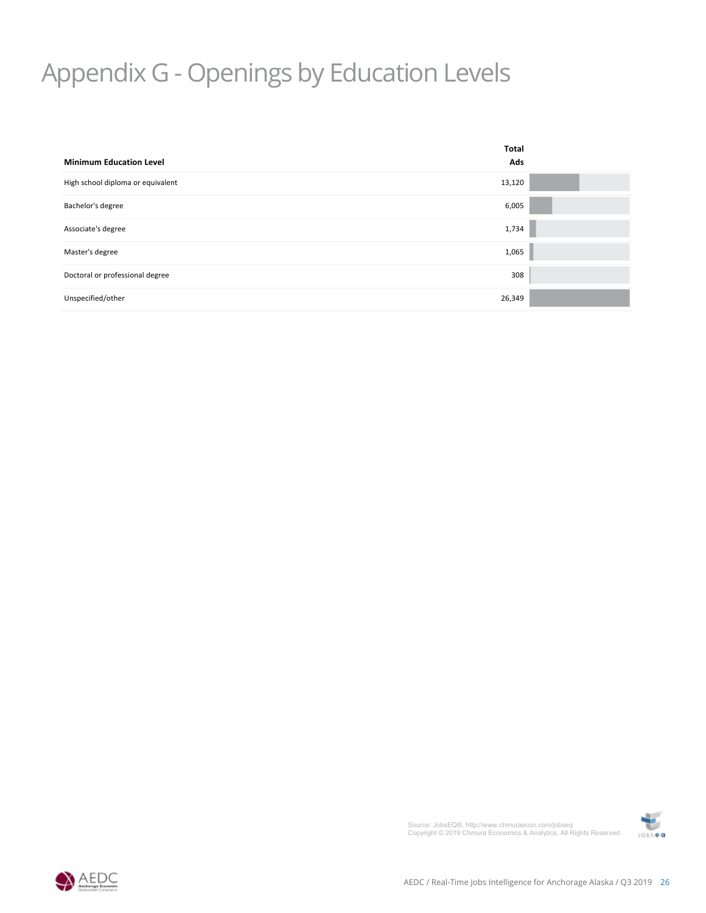# Appendix G - Openings by Education Levels

| Minimum Education Level | Total Ads |
|---|---|
| High school diploma or equivalent | 13,120 |
| Bachelor's degree | 6,005 |
| Associate's degree | 1,734 |
| Master's degree | 1,065 |
| Doctoral or professional degree | 308 |
| Unspecified/other | 26,349 |

Source: JobsEQ®, http://www.chmuraecon.com/jobseq
Copyright © 2019 Chmura Economics & Analytics, All Rights Reserved.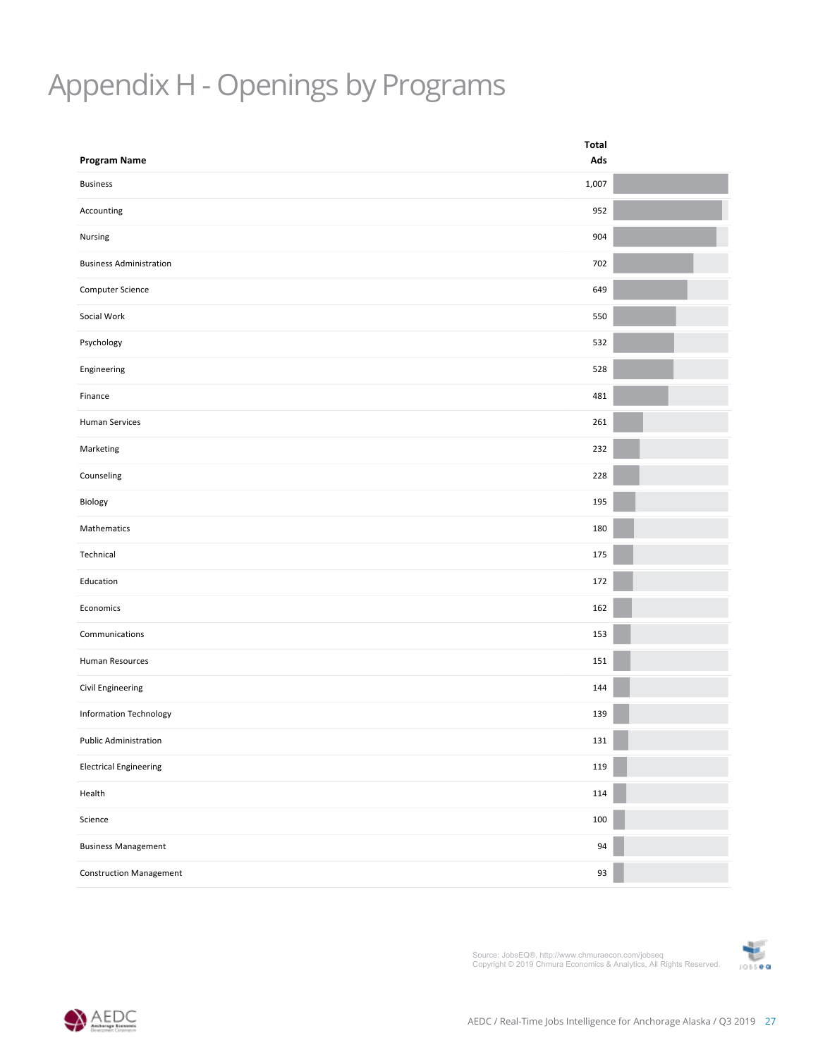# Appendix H - Openings by Programs

| Program Name | Total Ads |
|---|---|
| Business | 1,007 |
| Accounting | 952 |
| Nursing | 904 |
| Business Administration | 702 |
| Computer Science | 649 |
| Social Work | 550 |
| Psychology | 532 |
| Engineering | 528 |
| Finance | 481 |
| Human Services | 261 |
| Marketing | 232 |
| Counseling | 228 |
| Biology | 195 |
| Mathematics | 180 |
| Technical | 175 |
| Education | 172 |
| Economics | 162 |
| Communications | 153 |
| Human Resources | 151 |
| Civil Engineering | 144 |
| Information Technology | 139 |
| Public Administration | 131 |
| Electrical Engineering | 119 |
| Health | 114 |
| Science | 100 |
| Business Management | 94 |
| Construction Management | 93 |

Source: JobsEQ®, http://www.chmuraecon.com/jobseq
Copyright © 2019 Chmura Economics & Analytics, All Rights Reserved.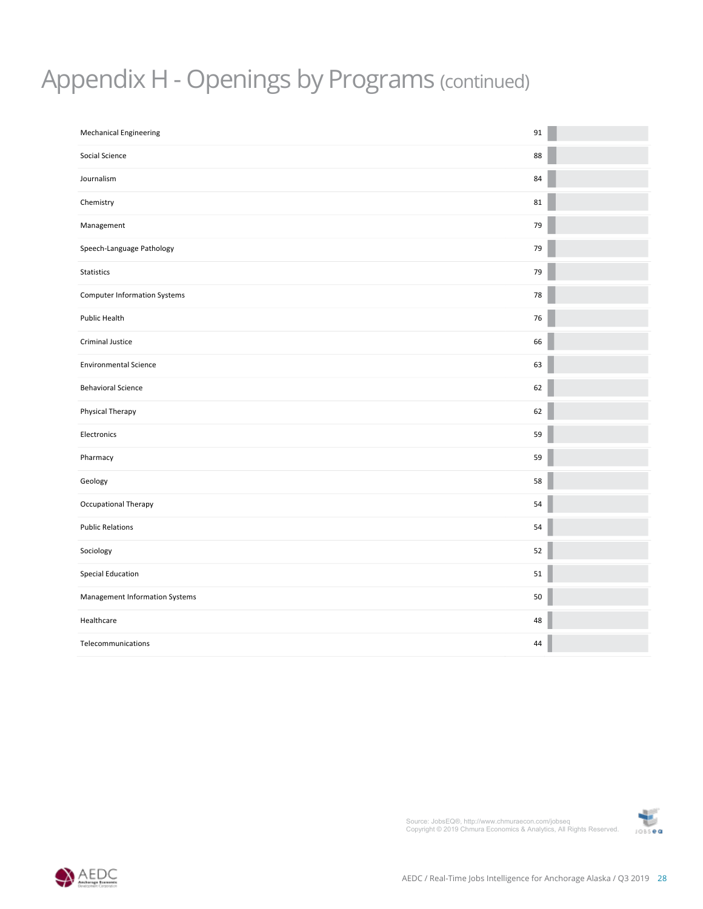# Appendix H - Openings by Programs (continued)

| Program | Openings |
|---|---|
| Mechanical Engineering | 91 |
| Social Science | 88 |
| Journalism | 84 |
| Chemistry | 81 |
| Management | 79 |
| Speech-Language Pathology | 79 |
| Statistics | 79 |
| Computer Information Systems | 78 |
| Public Health | 76 |
| Criminal Justice | 66 |
| Environmental Science | 63 |
| Behavioral Science | 62 |
| Physical Therapy | 62 |
| Electronics | 59 |
| Pharmacy | 59 |
| Geology | 58 |
| Occupational Therapy | 54 |
| Public Relations | 54 |
| Sociology | 52 |
| Special Education | 51 |
| Management Information Systems | 50 |
| Healthcare | 48 |
| Telecommunications | 44 |

Source: JobsEQ®, http://www.chmuraecon.com/jobseq
Copyright © 2019 Chmura Economics & Analytics, All Rights Reserved.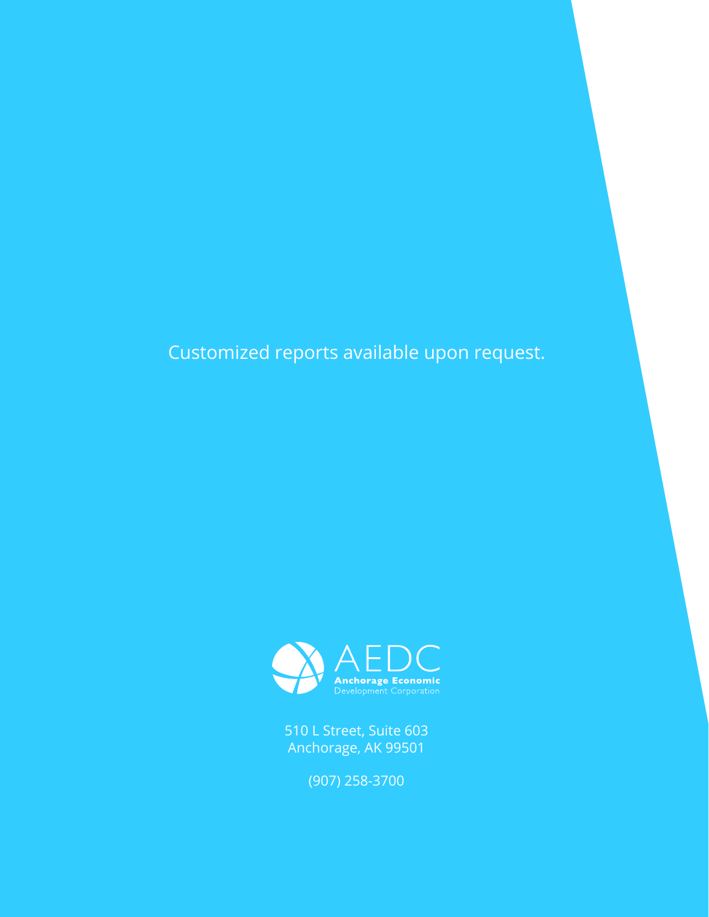Customized reports available upon request.

AEDC

**Anchorage Economic**
Development Corporation

510 L Street, Suite 603
Anchorage, AK 99501

(907) 258-3700